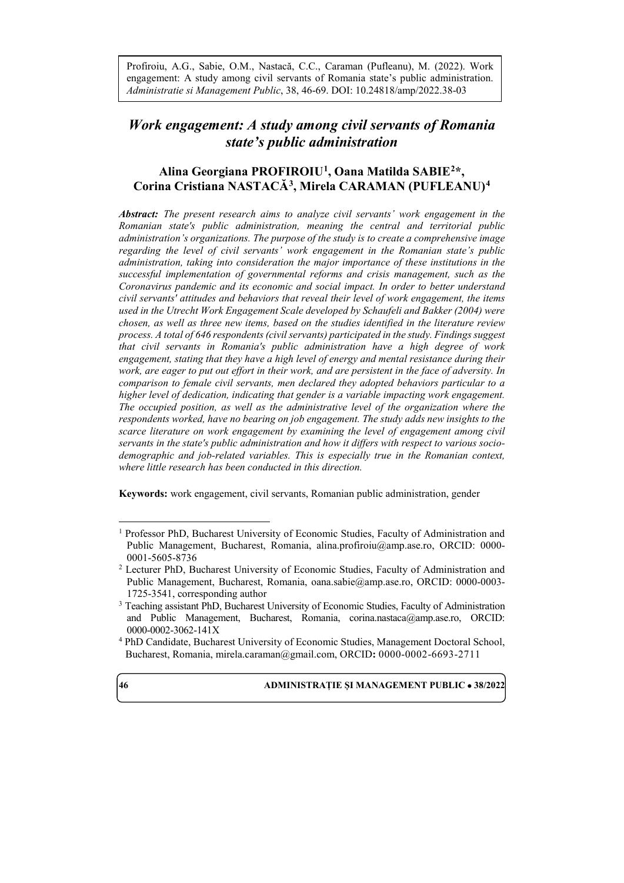Profiroiu, A.G., Sabie, O.M., Nastacă, C.C., Caraman (Pufleanu), M. (2022). Work engagement: A study among civil servants of Romania state's public administration. *Administratie si Management Public*, 38, 46-69. DOI: 10.24818/amp/2022.38-03

# *Work engagement: A study among civil servants of Romania state's public administration*

**Alina Georgiana PROFIROIU[1], Oana Matilda SABIE[2]\*, Corina Cristiana NASTACĂ[3], Mirela CARAMAN (PUFLEANU)[4]**

***Abstract:*** *The present research aims to analyze civil servants' work engagement in the Romanian state's public administration, meaning the central and territorial public administration's organizations. The purpose of the study is to create a comprehensive image regarding the level of civil servants' work engagement in the Romanian state's public administration, taking into consideration the major importance of these institutions in the successful implementation of governmental reforms and crisis management, such as the Coronavirus pandemic and its economic and social impact. In order to better understand civil servants' attitudes and behaviors that reveal their level of work engagement, the items used in the Utrecht Work Engagement Scale developed by Schaufeli and Bakker (2004) were chosen, as well as three new items, based on the studies identified in the literature review process. A total of 646 respondents (civil servants) participated in the study. Findings suggest that civil servants in Romania's public administration have a high degree of work engagement, stating that they have a high level of energy and mental resistance during their work, are eager to put out effort in their work, and are persistent in the face of adversity. In comparison to female civil servants, men declared they adopted behaviors particular to a higher level of dedication, indicating that gender is a variable impacting work engagement. The occupied position, as well as the administrative level of the organization where the respondents worked, have no bearing on job engagement. The study adds new insights to the scarce literature on work engagement by examining the level of engagement among civil servants in the state's public administration and how it differs with respect to various socio-demographic and job-related variables. This is especially true in the Romanian context, where little research has been conducted in this direction.*

**Keywords:** work engagement, civil servants, Romanian public administration, gender

---

[1] Professor PhD, Bucharest University of Economic Studies, Faculty of Administration and Public Management, Bucharest, Romania, alina.profiroiu@amp.ase.ro, ORCID: 0000-0001-5605-8736

[2] Lecturer PhD, Bucharest University of Economic Studies, Faculty of Administration and Public Management, Bucharest, Romania, oana.sabie@amp.ase.ro, ORCID: 0000-0003-1725-3541, corresponding author

[3] Teaching assistant PhD, Bucharest University of Economic Studies, Faculty of Administration and Public Management, Bucharest, Romania, corina.nastaca@amp.ase.ro, ORCID: 0000-0002-3062-141X

[4] PhD Candidate, Bucharest University of Economic Studies, Management Doctoral School, Bucharest, Romania, mirela.caraman@gmail.com, ORCID: 0000-0002-6693-2711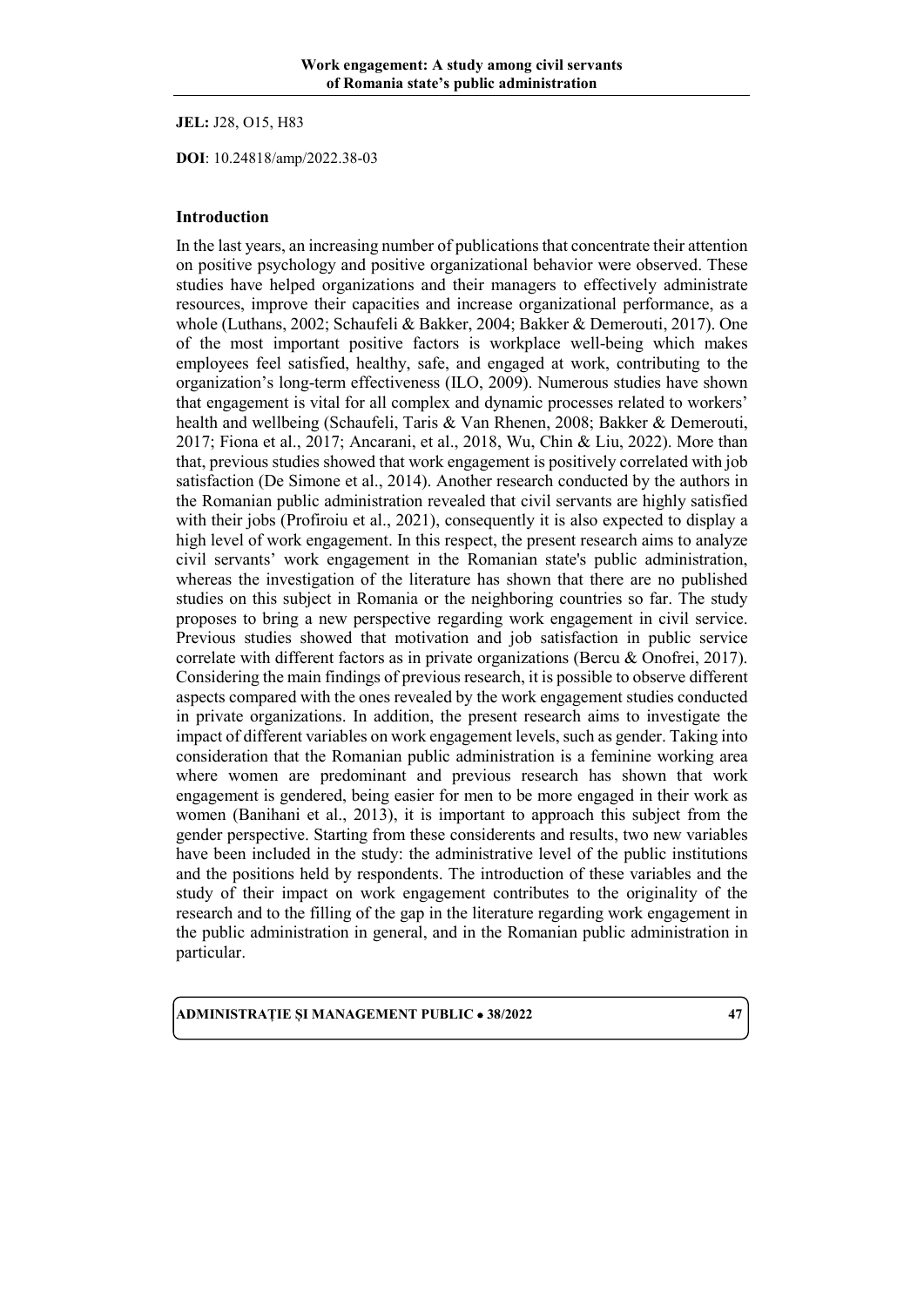**JEL:** J28, O15, H83

**DOI**: 10.24818/amp/2022.38-03

## Introduction

In the last years, an increasing number of publications that concentrate their attention on positive psychology and positive organizational behavior were observed. These studies have helped organizations and their managers to effectively administrate resources, improve their capacities and increase organizational performance, as a whole (Luthans, 2002; Schaufeli & Bakker, 2004; Bakker & Demerouti, 2017). One of the most important positive factors is workplace well-being which makes employees feel satisfied, healthy, safe, and engaged at work, contributing to the organization's long-term effectiveness (ILO, 2009). Numerous studies have shown that engagement is vital for all complex and dynamic processes related to workers' health and wellbeing (Schaufeli, Taris & Van Rhenen, 2008; Bakker & Demerouti, 2017; Fiona et al., 2017; Ancarani, et al., 2018, Wu, Chin & Liu, 2022). More than that, previous studies showed that work engagement is positively correlated with job satisfaction (De Simone et al., 2014). Another research conducted by the authors in the Romanian public administration revealed that civil servants are highly satisfied with their jobs (Profiroiu et al., 2021), consequently it is also expected to display a high level of work engagement. In this respect, the present research aims to analyze civil servants' work engagement in the Romanian state's public administration, whereas the investigation of the literature has shown that there are no published studies on this subject in Romania or the neighboring countries so far. The study proposes to bring a new perspective regarding work engagement in civil service. Previous studies showed that motivation and job satisfaction in public service correlate with different factors as in private organizations (Bercu & Onofrei, 2017). Considering the main findings of previous research, it is possible to observe different aspects compared with the ones revealed by the work engagement studies conducted in private organizations. In addition, the present research aims to investigate the impact of different variables on work engagement levels, such as gender. Taking into consideration that the Romanian public administration is a feminine working area where women are predominant and previous research has shown that work engagement is gendered, being easier for men to be more engaged in their work as women (Banihani et al., 2013), it is important to approach this subject from the gender perspective. Starting from these considerents and results, two new variables have been included in the study: the administrative level of the public institutions and the positions held by respondents. The introduction of these variables and the study of their impact on work engagement contributes to the originality of the research and to the filling of the gap in the literature regarding work engagement in the public administration in general, and in the Romanian public administration in particular.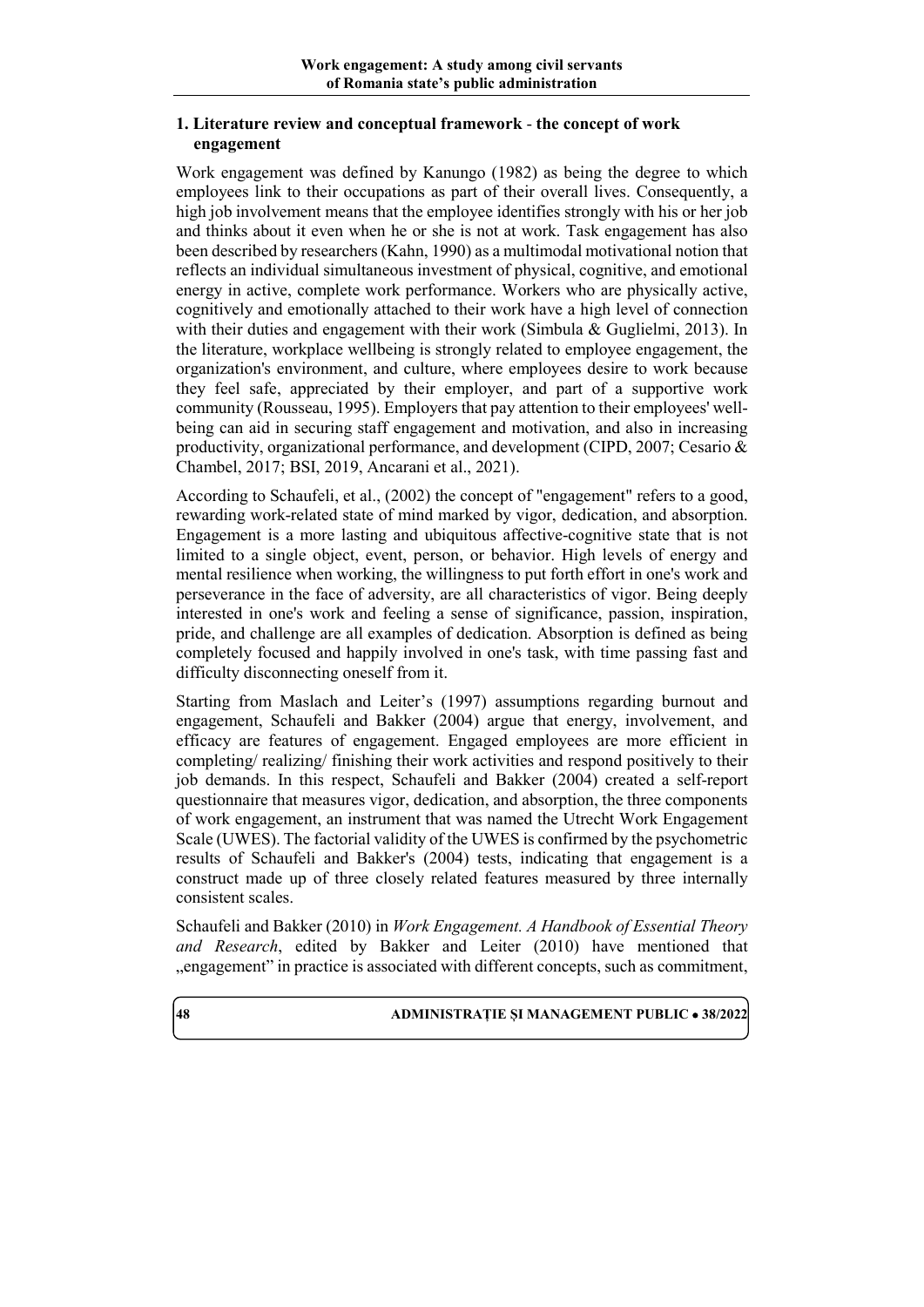## 1. Literature review and conceptual framework - the concept of work engagement

Work engagement was defined by Kanungo (1982) as being the degree to which employees link to their occupations as part of their overall lives. Consequently, a high job involvement means that the employee identifies strongly with his or her job and thinks about it even when he or she is not at work. Task engagement has also been described by researchers (Kahn, 1990) as a multimodal motivational notion that reflects an individual simultaneous investment of physical, cognitive, and emotional energy in active, complete work performance. Workers who are physically active, cognitively and emotionally attached to their work have a high level of connection with their duties and engagement with their work (Simbula & Guglielmi, 2013). In the literature, workplace wellbeing is strongly related to employee engagement, the organization's environment, and culture, where employees desire to work because they feel safe, appreciated by their employer, and part of a supportive work community (Rousseau, 1995). Employers that pay attention to their employees' well-being can aid in securing staff engagement and motivation, and also in increasing productivity, organizational performance, and development (CIPD, 2007; Cesario & Chambel, 2017; BSI, 2019, Ancarani et al., 2021).

According to Schaufeli, et al., (2002) the concept of "engagement" refers to a good, rewarding work-related state of mind marked by vigor, dedication, and absorption. Engagement is a more lasting and ubiquitous affective-cognitive state that is not limited to a single object, event, person, or behavior. High levels of energy and mental resilience when working, the willingness to put forth effort in one's work and perseverance in the face of adversity, are all characteristics of vigor. Being deeply interested in one's work and feeling a sense of significance, passion, inspiration, pride, and challenge are all examples of dedication. Absorption is defined as being completely focused and happily involved in one's task, with time passing fast and difficulty disconnecting oneself from it.

Starting from Maslach and Leiter's (1997) assumptions regarding burnout and engagement, Schaufeli and Bakker (2004) argue that energy, involvement, and efficacy are features of engagement. Engaged employees are more efficient in completing/ realizing/ finishing their work activities and respond positively to their job demands. In this respect, Schaufeli and Bakker (2004) created a self-report questionnaire that measures vigor, dedication, and absorption, the three components of work engagement, an instrument that was named the Utrecht Work Engagement Scale (UWES). The factorial validity of the UWES is confirmed by the psychometric results of Schaufeli and Bakker's (2004) tests, indicating that engagement is a construct made up of three closely related features measured by three internally consistent scales.

Schaufeli and Bakker (2010) in *Work Engagement. A Handbook of Essential Theory and Research*, edited by Bakker and Leiter (2010) have mentioned that „engagement" in practice is associated with different concepts, such as commitment,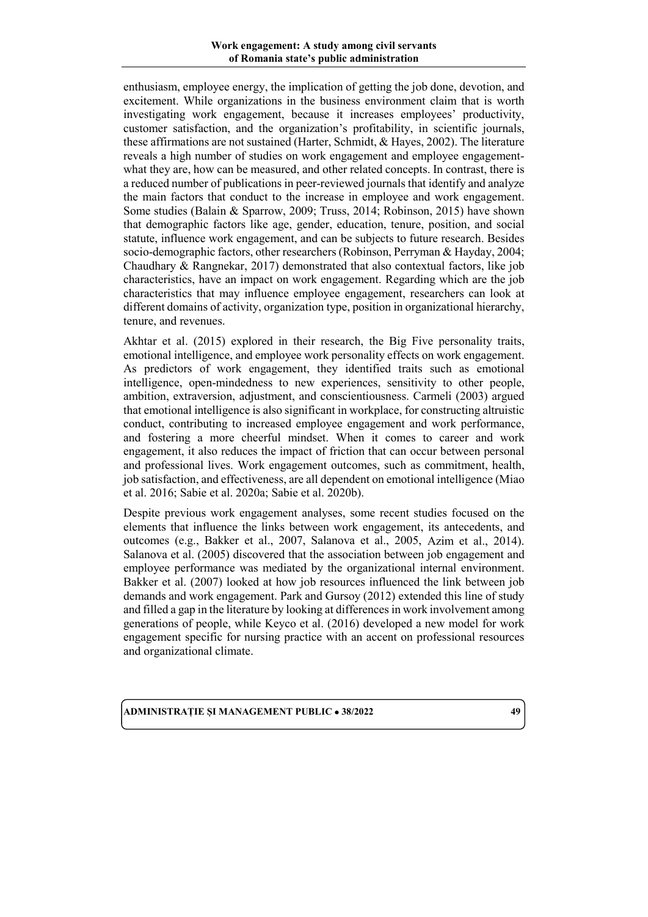enthusiasm, employee energy, the implication of getting the job done, devotion, and excitement. While organizations in the business environment claim that is worth investigating work engagement, because it increases employees' productivity, customer satisfaction, and the organization's profitability, in scientific journals, these affirmations are not sustained (Harter, Schmidt, & Hayes, 2002). The literature reveals a high number of studies on work engagement and employee engagement- what they are, how can be measured, and other related concepts. In contrast, there is a reduced number of publications in peer-reviewed journals that identify and analyze the main factors that conduct to the increase in employee and work engagement. Some studies (Balain & Sparrow, 2009; Truss, 2014; Robinson, 2015) have shown that demographic factors like age, gender, education, tenure, position, and social statute, influence work engagement, and can be subjects to future research. Besides socio-demographic factors, other researchers (Robinson, Perryman & Hayday, 2004; Chaudhary & Rangnekar, 2017) demonstrated that also contextual factors, like job characteristics, have an impact on work engagement. Regarding which are the job characteristics that may influence employee engagement, researchers can look at different domains of activity, organization type, position in organizational hierarchy, tenure, and revenues.

Akhtar et al. (2015) explored in their research, the Big Five personality traits, emotional intelligence, and employee work personality effects on work engagement. As predictors of work engagement, they identified traits such as emotional intelligence, open-mindedness to new experiences, sensitivity to other people, ambition, extraversion, adjustment, and conscientiousness. Carmeli (2003) argued that emotional intelligence is also significant in workplace, for constructing altruistic conduct, contributing to increased employee engagement and work performance, and fostering a more cheerful mindset. When it comes to career and work engagement, it also reduces the impact of friction that can occur between personal and professional lives. Work engagement outcomes, such as commitment, health, job satisfaction, and effectiveness, are all dependent on emotional intelligence (Miao et al. 2016; Sabie et al. 2020a; Sabie et al. 2020b).

Despite previous work engagement analyses, some recent studies focused on the elements that influence the links between work engagement, its antecedents, and outcomes (e.g., Bakker et al., 2007, Salanova et al., 2005, Azim et al., 2014). Salanova et al. (2005) discovered that the association between job engagement and employee performance was mediated by the organizational internal environment. Bakker et al. (2007) looked at how job resources influenced the link between job demands and work engagement. Park and Gursoy (2012) extended this line of study and filled a gap in the literature by looking at differences in work involvement among generations of people, while Keyco et al. (2016) developed a new model for work engagement specific for nursing practice with an accent on professional resources and organizational climate.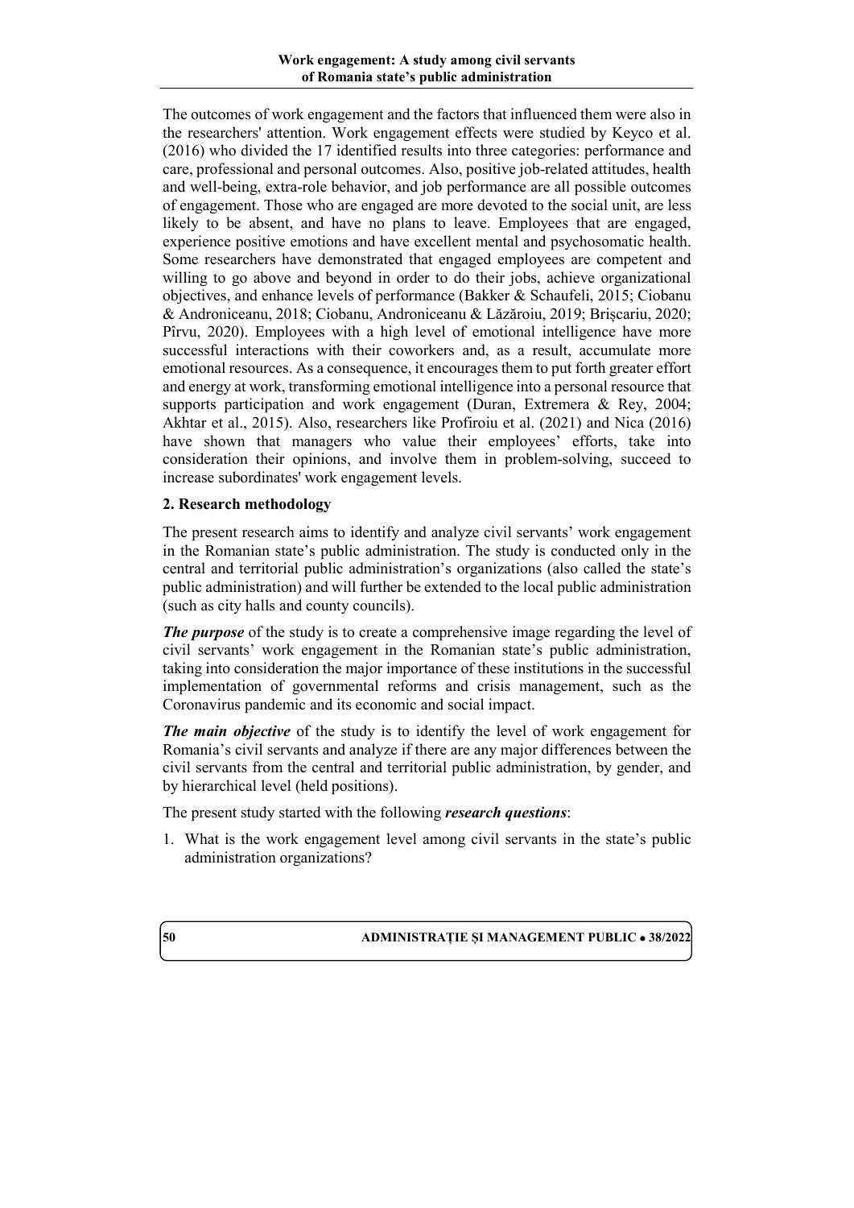The outcomes of work engagement and the factors that influenced them were also in the researchers' attention. Work engagement effects were studied by Keyco et al. (2016) who divided the 17 identified results into three categories: performance and care, professional and personal outcomes. Also, positive job-related attitudes, health and well-being, extra-role behavior, and job performance are all possible outcomes of engagement. Those who are engaged are more devoted to the social unit, are less likely to be absent, and have no plans to leave. Employees that are engaged, experience positive emotions and have excellent mental and psychosomatic health. Some researchers have demonstrated that engaged employees are competent and willing to go above and beyond in order to do their jobs, achieve organizational objectives, and enhance levels of performance (Bakker & Schaufeli, 2015; Ciobanu & Androniceanu, 2018; Ciobanu, Androniceanu & Lăzăroiu, 2019; Brișcariu, 2020; Pîrvu, 2020). Employees with a high level of emotional intelligence have more successful interactions with their coworkers and, as a result, accumulate more emotional resources. As a consequence, it encourages them to put forth greater effort and energy at work, transforming emotional intelligence into a personal resource that supports participation and work engagement (Duran, Extremera & Rey, 2004; Akhtar et al., 2015). Also, researchers like Profiroiu et al. (2021) and Nica (2016) have shown that managers who value their employees' efforts, take into consideration their opinions, and involve them in problem-solving, succeed to increase subordinates' work engagement levels.

## 2. Research methodology

The present research aims to identify and analyze civil servants' work engagement in the Romanian state's public administration. The study is conducted only in the central and territorial public administration's organizations (also called the state's public administration) and will further be extended to the local public administration (such as city halls and county councils).

***The purpose*** of the study is to create a comprehensive image regarding the level of civil servants' work engagement in the Romanian state's public administration, taking into consideration the major importance of these institutions in the successful implementation of governmental reforms and crisis management, such as the Coronavirus pandemic and its economic and social impact.

***The main objective*** of the study is to identify the level of work engagement for Romania's civil servants and analyze if there are any major differences between the civil servants from the central and territorial public administration, by gender, and by hierarchical level (held positions).

The present study started with the following ***research questions***:

1. What is the work engagement level among civil servants in the state's public administration organizations?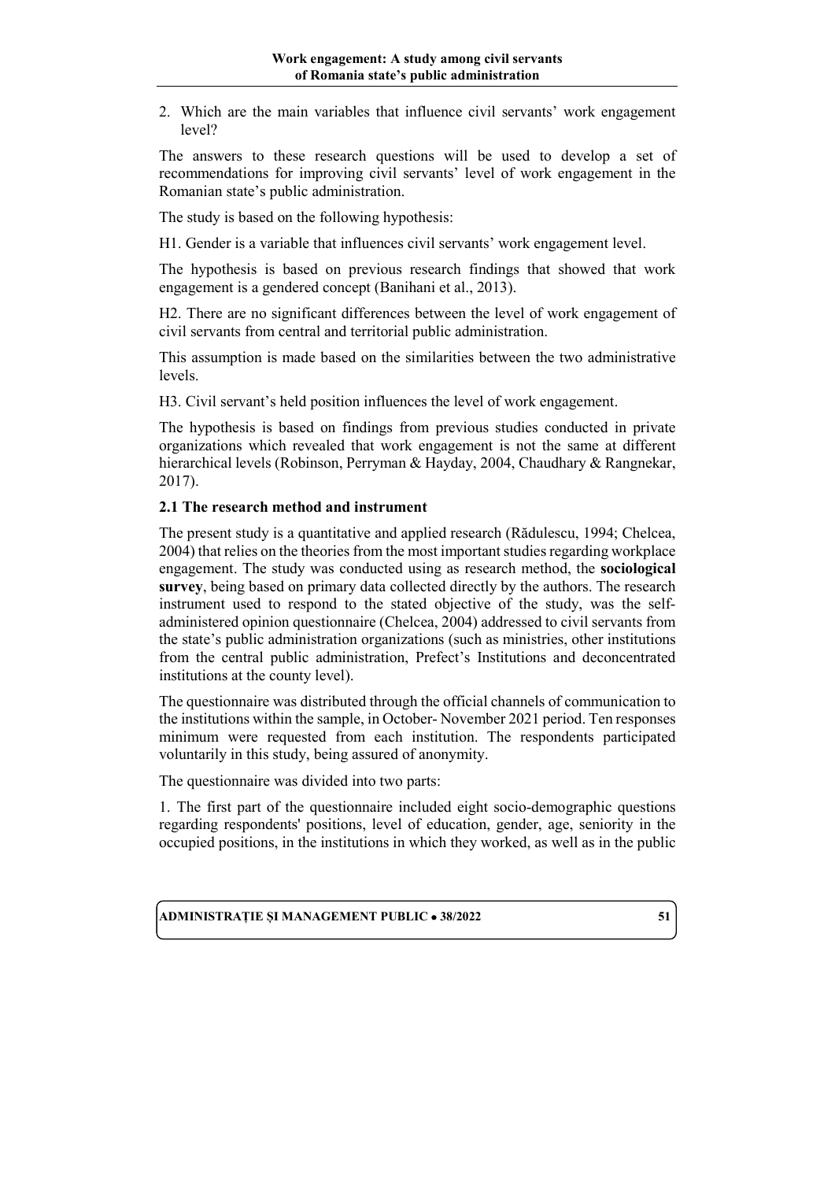2. Which are the main variables that influence civil servants' work engagement level?

The answers to these research questions will be used to develop a set of recommendations for improving civil servants' level of work engagement in the Romanian state's public administration.

The study is based on the following hypothesis:

H1. Gender is a variable that influences civil servants' work engagement level.

The hypothesis is based on previous research findings that showed that work engagement is a gendered concept (Banihani et al., 2013).

H2. There are no significant differences between the level of work engagement of civil servants from central and territorial public administration.

This assumption is made based on the similarities between the two administrative levels.

H3. Civil servant's held position influences the level of work engagement.

The hypothesis is based on findings from previous studies conducted in private organizations which revealed that work engagement is not the same at different hierarchical levels (Robinson, Perryman & Hayday, 2004, Chaudhary & Rangnekar, 2017).

### 2.1 The research method and instrument

The present study is a quantitative and applied research (Rădulescu, 1994; Chelcea, 2004) that relies on the theories from the most important studies regarding workplace engagement. The study was conducted using as research method, the **sociological survey**, being based on primary data collected directly by the authors. The research instrument used to respond to the stated objective of the study, was the self-administered opinion questionnaire (Chelcea, 2004) addressed to civil servants from the state's public administration organizations (such as ministries, other institutions from the central public administration, Prefect's Institutions and deconcentrated institutions at the county level).

The questionnaire was distributed through the official channels of communication to the institutions within the sample, in October- November 2021 period. Ten responses minimum were requested from each institution. The respondents participated voluntarily in this study, being assured of anonymity.

The questionnaire was divided into two parts:

1. The first part of the questionnaire included eight socio-demographic questions regarding respondents' positions, level of education, gender, age, seniority in the occupied positions, in the institutions in which they worked, as well as in the public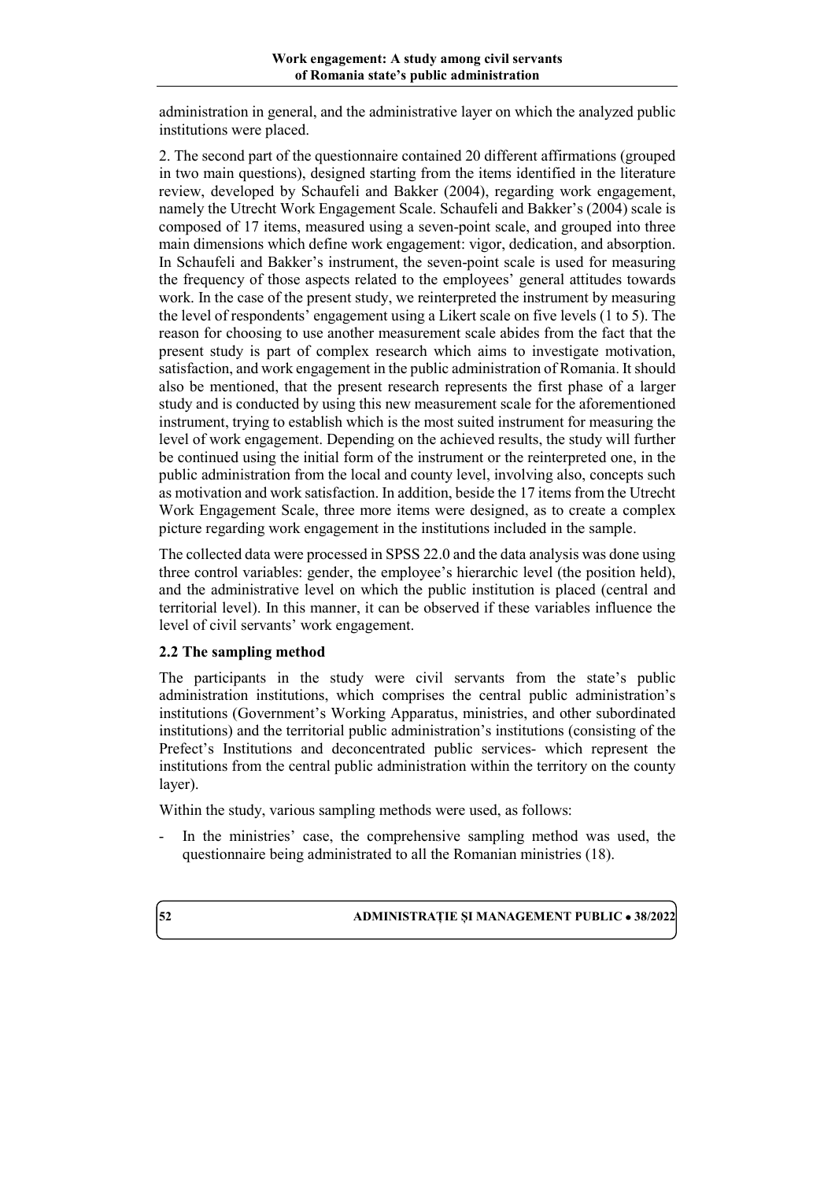administration in general, and the administrative layer on which the analyzed public institutions were placed.

2. The second part of the questionnaire contained 20 different affirmations (grouped in two main questions), designed starting from the items identified in the literature review, developed by Schaufeli and Bakker (2004), regarding work engagement, namely the Utrecht Work Engagement Scale. Schaufeli and Bakker's (2004) scale is composed of 17 items, measured using a seven-point scale, and grouped into three main dimensions which define work engagement: vigor, dedication, and absorption. In Schaufeli and Bakker's instrument, the seven-point scale is used for measuring the frequency of those aspects related to the employees' general attitudes towards work. In the case of the present study, we reinterpreted the instrument by measuring the level of respondents' engagement using a Likert scale on five levels (1 to 5). The reason for choosing to use another measurement scale abides from the fact that the present study is part of complex research which aims to investigate motivation, satisfaction, and work engagement in the public administration of Romania. It should also be mentioned, that the present research represents the first phase of a larger study and is conducted by using this new measurement scale for the aforementioned instrument, trying to establish which is the most suited instrument for measuring the level of work engagement. Depending on the achieved results, the study will further be continued using the initial form of the instrument or the reinterpreted one, in the public administration from the local and county level, involving also, concepts such as motivation and work satisfaction. In addition, beside the 17 items from the Utrecht Work Engagement Scale, three more items were designed, as to create a complex picture regarding work engagement in the institutions included in the sample.

The collected data were processed in SPSS 22.0 and the data analysis was done using three control variables: gender, the employee's hierarchic level (the position held), and the administrative level on which the public institution is placed (central and territorial level). In this manner, it can be observed if these variables influence the level of civil servants' work engagement.

### 2.2 The sampling method

The participants in the study were civil servants from the state's public administration institutions, which comprises the central public administration's institutions (Government's Working Apparatus, ministries, and other subordinated institutions) and the territorial public administration's institutions (consisting of the Prefect's Institutions and deconcentrated public services- which represent the institutions from the central public administration within the territory on the county layer).

Within the study, various sampling methods were used, as follows:

- In the ministries' case, the comprehensive sampling method was used, the questionnaire being administrated to all the Romanian ministries (18).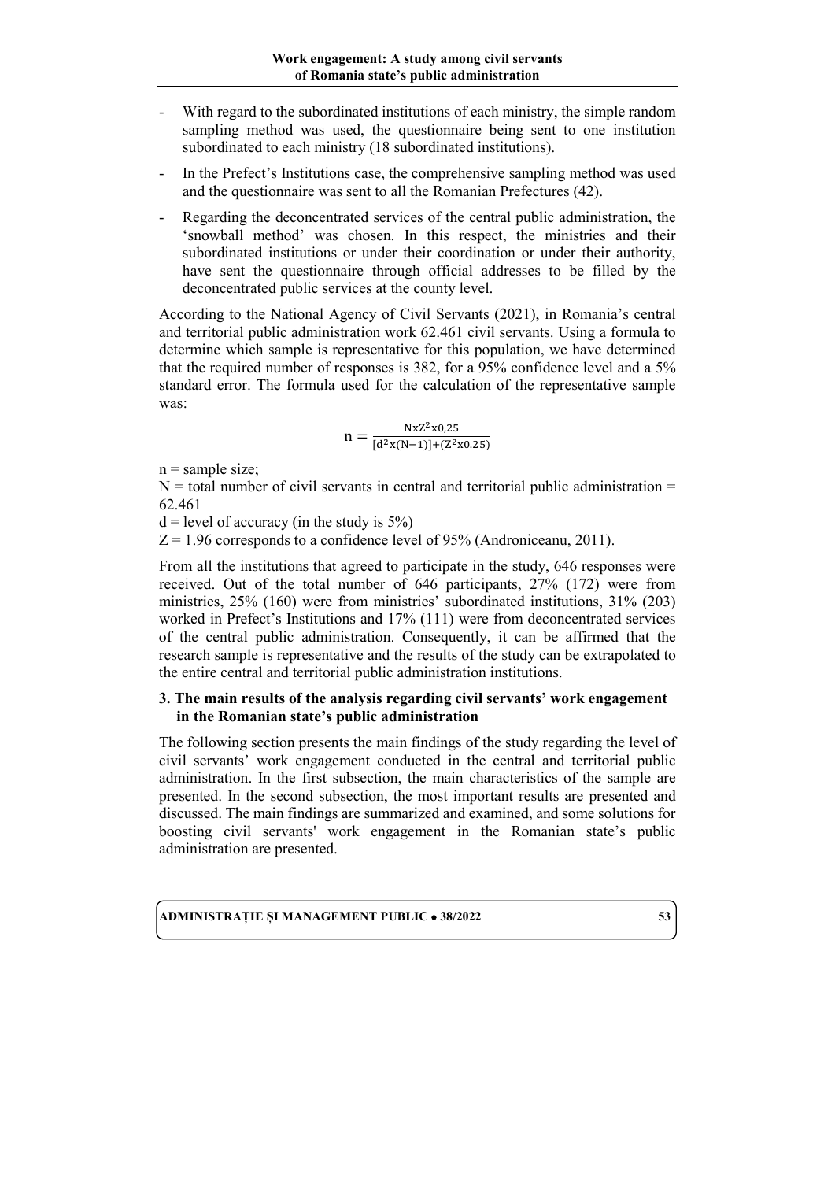- With regard to the subordinated institutions of each ministry, the simple random sampling method was used, the questionnaire being sent to one institution subordinated to each ministry (18 subordinated institutions).
- In the Prefect's Institutions case, the comprehensive sampling method was used and the questionnaire was sent to all the Romanian Prefectures (42).
- Regarding the deconcentrated services of the central public administration, the 'snowball method' was chosen. In this respect, the ministries and their subordinated institutions or under their coordination or under their authority, have sent the questionnaire through official addresses to be filled by the deconcentrated public services at the county level.

According to the National Agency of Civil Servants (2021), in Romania's central and territorial public administration work 62.461 civil servants. Using a formula to determine which sample is representative for this population, we have determined that the required number of responses is 382, for a 95% confidence level and a 5% standard error. The formula used for the calculation of the representative sample was:

$$n = \frac{N x Z^2 x 0,25}{[d^2 x (N-1)] + (Z^2 x 0.25)}$$

n = sample size;
N = total number of civil servants in central and territorial public administration = 62.461
d = level of accuracy (in the study is 5%)
Z = 1.96 corresponds to a confidence level of 95% (Androniceanu, 2011).

From all the institutions that agreed to participate in the study, 646 responses were received. Out of the total number of 646 participants, 27% (172) were from ministries, 25% (160) were from ministries' subordinated institutions, 31% (203) worked in Prefect's Institutions and 17% (111) were from deconcentrated services of the central public administration. Consequently, it can be affirmed that the research sample is representative and the results of the study can be extrapolated to the entire central and territorial public administration institutions.

## 3. The main results of the analysis regarding civil servants' work engagement in the Romanian state's public administration

The following section presents the main findings of the study regarding the level of civil servants' work engagement conducted in the central and territorial public administration. In the first subsection, the main characteristics of the sample are presented. In the second subsection, the most important results are presented and discussed. The main findings are summarized and examined, and some solutions for boosting civil servants' work engagement in the Romanian state's public administration are presented.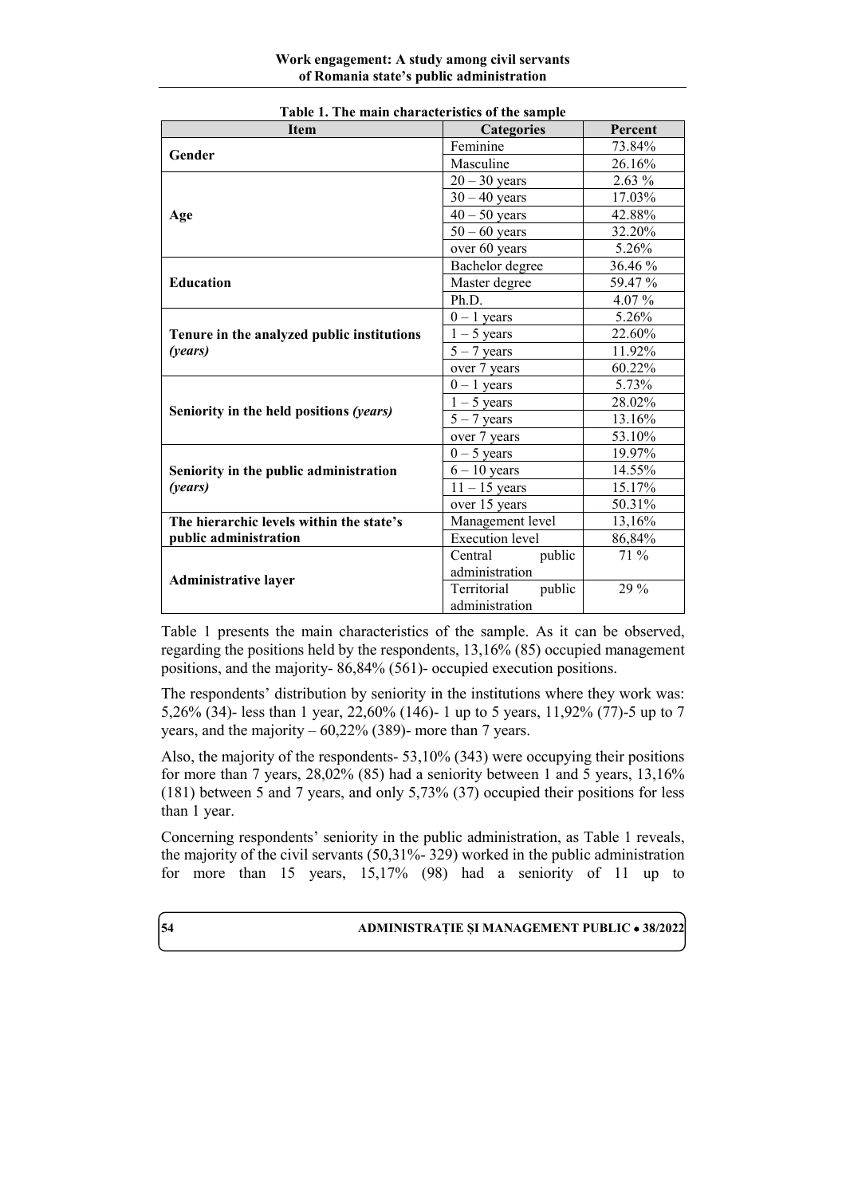**Table 1. The main characteristics of the sample**

| Item | Categories | Percent |
|---|---|---|
| **Gender** | Feminine | 73.84% |
| | Masculine | 26.16% |
| **Age** | 20 – 30 years | 2.63 % |
| | 30 – 40 years | 17.03% |
| | 40 – 50 years | 42.88% |
| | 50 – 60 years | 32.20% |
| | over 60 years | 5.26% |
| **Education** | Bachelor degree | 36.46 % |
| | Master degree | 59.47 % |
| | Ph.D. | 4.07 % |
| **Tenure in the analyzed public institutions *(years)*** | 0 – 1 years | 5.26% |
| | 1 – 5 years | 22.60% |
| | 5 – 7 years | 11.92% |
| | over 7 years | 60.22% |
| **Seniority in the held positions *(years)*** | 0 – 1 years | 5.73% |
| | 1 – 5 years | 28.02% |
| | 5 – 7 years | 13.16% |
| | over 7 years | 53.10% |
| **Seniority in the public administration *(years)*** | 0 – 5 years | 19.97% |
| | 6 – 10 years | 14.55% |
| | 11 – 15 years | 15.17% |
| | over 15 years | 50.31% |
| **The hierarchic levels within the state's public administration** | Management level | 13,16% |
| | Execution level | 86,84% |
| **Administrative layer** | Central public administration | 71 % |
| | Territorial public administration | 29 % |

Table 1 presents the main characteristics of the sample. As it can be observed, regarding the positions held by the respondents, 13,16% (85) occupied management positions, and the majority- 86,84% (561)- occupied execution positions.

The respondents' distribution by seniority in the institutions where they work was: 5,26% (34)- less than 1 year, 22,60% (146)- 1 up to 5 years, 11,92% (77)-5 up to 7 years, and the majority – 60,22% (389)- more than 7 years.

Also, the majority of the respondents- 53,10% (343) were occupying their positions for more than 7 years, 28,02% (85) had a seniority between 1 and 5 years, 13,16% (181) between 5 and 7 years, and only 5,73% (37) occupied their positions for less than 1 year.

Concerning respondents' seniority in the public administration, as Table 1 reveals, the majority of the civil servants (50,31%- 329) worked in the public administration for more than 15 years, 15,17% (98) had a seniority of 11 up to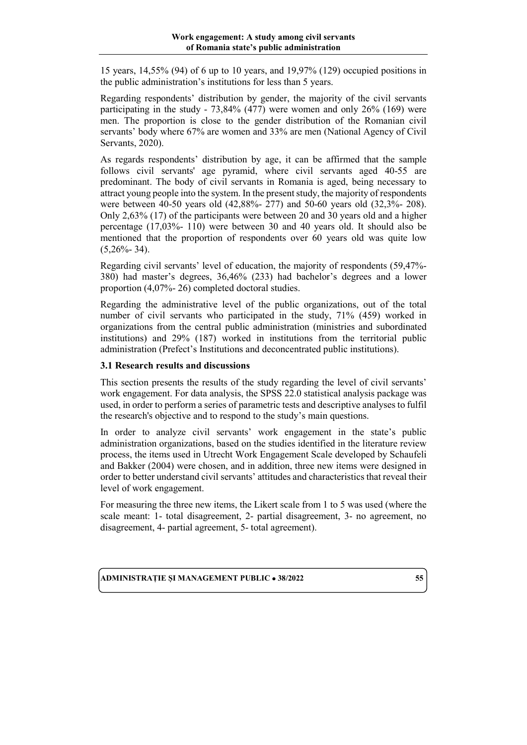15 years, 14,55% (94) of 6 up to 10 years, and 19,97% (129) occupied positions in the public administration's institutions for less than 5 years.

Regarding respondents' distribution by gender, the majority of the civil servants participating in the study - 73,84% (477) were women and only 26% (169) were men. The proportion is close to the gender distribution of the Romanian civil servants' body where 67% are women and 33% are men (National Agency of Civil Servants, 2020).

As regards respondents' distribution by age, it can be affirmed that the sample follows civil servants' age pyramid, where civil servants aged 40-55 are predominant. The body of civil servants in Romania is aged, being necessary to attract young people into the system. In the present study, the majority of respondents were between 40-50 years old (42,88%- 277) and 50-60 years old (32,3%- 208). Only 2,63% (17) of the participants were between 20 and 30 years old and a higher percentage (17,03%- 110) were between 30 and 40 years old. It should also be mentioned that the proportion of respondents over 60 years old was quite low (5,26%- 34).

Regarding civil servants' level of education, the majority of respondents (59,47%- 380) had master's degrees, 36,46% (233) had bachelor's degrees and a lower proportion (4,07%- 26) completed doctoral studies.

Regarding the administrative level of the public organizations, out of the total number of civil servants who participated in the study, 71% (459) worked in organizations from the central public administration (ministries and subordinated institutions) and 29% (187) worked in institutions from the territorial public administration (Prefect's Institutions and deconcentrated public institutions).

### 3.1 Research results and discussions

This section presents the results of the study regarding the level of civil servants' work engagement. For data analysis, the SPSS 22.0 statistical analysis package was used, in order to perform a series of parametric tests and descriptive analyses to fulfil the research's objective and to respond to the study's main questions.

In order to analyze civil servants' work engagement in the state's public administration organizations, based on the studies identified in the literature review process, the items used in Utrecht Work Engagement Scale developed by Schaufeli and Bakker (2004) were chosen, and in addition, three new items were designed in order to better understand civil servants' attitudes and characteristics that reveal their level of work engagement.

For measuring the three new items, the Likert scale from 1 to 5 was used (where the scale meant: 1- total disagreement, 2- partial disagreement, 3- no agreement, no disagreement, 4- partial agreement, 5- total agreement).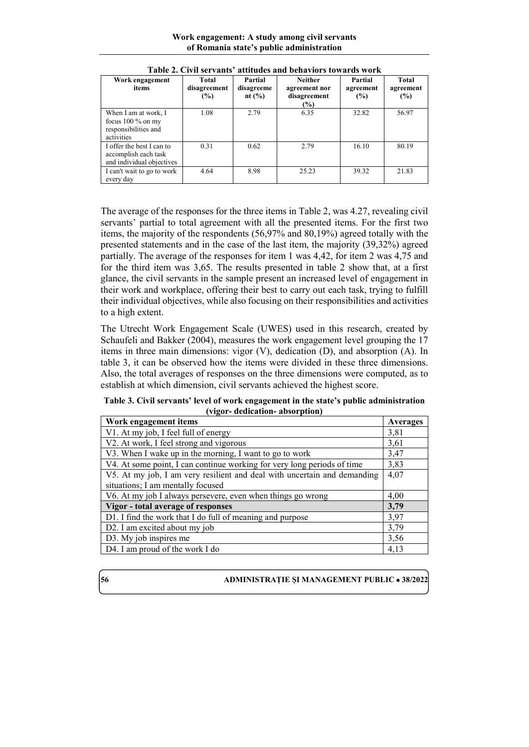**Table 2. Civil servants' attitudes and behaviors towards work**

| Work engagement items | Total disagreement (%) | Partial disagreement (%) | Neither agreement nor disagreement (%) | Partial agreement (%) | Total agreement (%) |
|---|---|---|---|---|---|
| When I am at work, I focus 100 % on my responsibilities and activities | 1.08 | 2.79 | 6.35 | 32.82 | 56.97 |
| I offer the best I can to accomplish each task and individual objectives | 0.31 | 0.62 | 2.79 | 16.10 | 80.19 |
| I can't wait to go to work every day | 4.64 | 8.98 | 25.23 | 39.32 | 21.83 |

The average of the responses for the three items in Table 2, was 4.27, revealing civil servants' partial to total agreement with all the presented items. For the first two items, the majority of the respondents (56,97% and 80,19%) agreed totally with the presented statements and in the case of the last item, the majority (39,32%) agreed partially. The average of the responses for item 1 was 4,42, for item 2 was 4,75 and for the third item was 3,65. The results presented in table 2 show that, at a first glance, the civil servants in the sample present an increased level of engagement in their work and workplace, offering their best to carry out each task, trying to fulfill their individual objectives, while also focusing on their responsibilities and activities to a high extent.

The Utrecht Work Engagement Scale (UWES) used in this research, created by Schaufeli and Bakker (2004), measures the work engagement level grouping the 17 items in three main dimensions: vigor (V), dedication (D), and absorption (A). In table 3, it can be observed how the items were divided in these three dimensions. Also, the total averages of responses on the three dimensions were computed, as to establish at which dimension, civil servants achieved the highest score.

**Table 3. Civil servants' level of work engagement in the state's public administration (vigor- dedication- absorption)**

| Work engagement items | Averages |
|---|---|
| V1. At my job, I feel full of energy | 3,81 |
| V2. At work, I feel strong and vigorous | 3,61 |
| V3. When I wake up in the morning, I want to go to work | 3,47 |
| V4. At some point, I can continue working for very long periods of time | 3,83 |
| V5. At my job, I am very resilient and deal with uncertain and demanding situations; I am mentally focused | 4,07 |
| V6. At my job I always persevere, even when things go wrong | 4,00 |
| **Vigor - total average of responses** | **3,79** |
| D1. I find the work that I do full of meaning and purpose | 3,97 |
| D2. I am excited about my job | 3,79 |
| D3. My job inspires me | 3,56 |
| D4. I am proud of the work I do | 4,13 |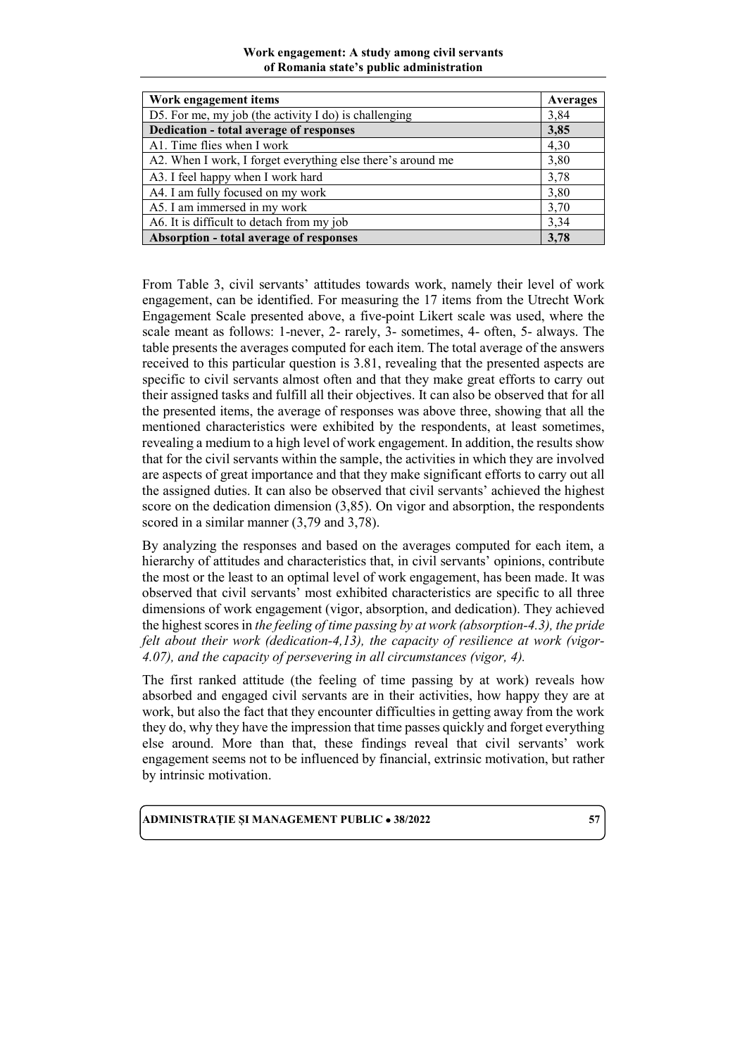| Work engagement items | Averages |
|---|---|
| D5. For me, my job (the activity I do) is challenging | 3,84 |
| **Dedication - total average of responses** | **3,85** |
| A1. Time flies when I work | 4,30 |
| A2. When I work, I forget everything else there's around me | 3,80 |
| A3. I feel happy when I work hard | 3,78 |
| A4. I am fully focused on my work | 3,80 |
| A5. I am immersed in my work | 3,70 |
| A6. It is difficult to detach from my job | 3,34 |
| **Absorption - total average of responses** | **3,78** |

From Table 3, civil servants' attitudes towards work, namely their level of work engagement, can be identified. For measuring the 17 items from the Utrecht Work Engagement Scale presented above, a five-point Likert scale was used, where the scale meant as follows: 1-never, 2- rarely, 3- sometimes, 4- often, 5- always. The table presents the averages computed for each item. The total average of the answers received to this particular question is 3.81, revealing that the presented aspects are specific to civil servants almost often and that they make great efforts to carry out their assigned tasks and fulfill all their objectives. It can also be observed that for all the presented items, the average of responses was above three, showing that all the mentioned characteristics were exhibited by the respondents, at least sometimes, revealing a medium to a high level of work engagement. In addition, the results show that for the civil servants within the sample, the activities in which they are involved are aspects of great importance and that they make significant efforts to carry out all the assigned duties. It can also be observed that civil servants' achieved the highest score on the dedication dimension (3,85). On vigor and absorption, the respondents scored in a similar manner (3,79 and 3,78).

By analyzing the responses and based on the averages computed for each item, a hierarchy of attitudes and characteristics that, in civil servants' opinions, contribute the most or the least to an optimal level of work engagement, has been made. It was observed that civil servants' most exhibited characteristics are specific to all three dimensions of work engagement (vigor, absorption, and dedication). They achieved the highest scores in *the feeling of time passing by at work (absorption-4.3), the pride felt about their work (dedication-4,13), the capacity of resilience at work (vigor-4.07), and the capacity of persevering in all circumstances (vigor, 4).*

The first ranked attitude (the feeling of time passing by at work) reveals how absorbed and engaged civil servants are in their activities, how happy they are at work, but also the fact that they encounter difficulties in getting away from the work they do, why they have the impression that time passes quickly and forget everything else around. More than that, these findings reveal that civil servants' work engagement seems not to be influenced by financial, extrinsic motivation, but rather by intrinsic motivation.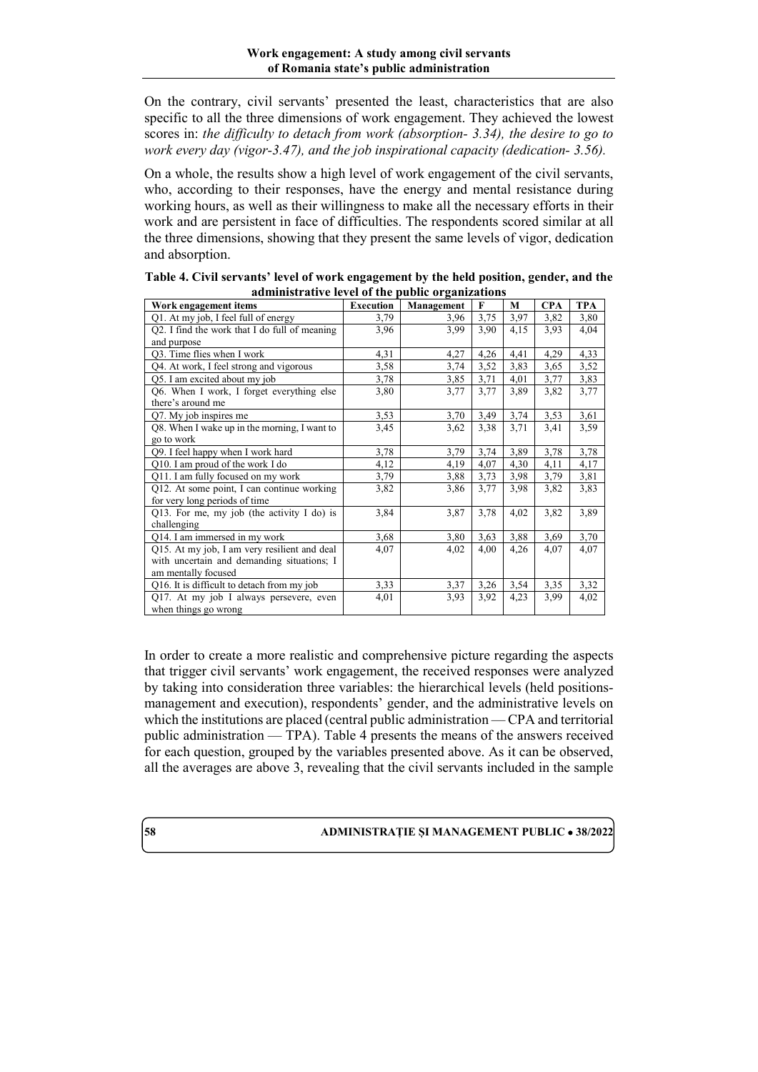On the contrary, civil servants' presented the least, characteristics that are also specific to all the three dimensions of work engagement. They achieved the lowest scores in: *the difficulty to detach from work (absorption- 3.34), the desire to go to work every day (vigor-3.47), and the job inspirational capacity (dedication- 3.56).*

On a whole, the results show a high level of work engagement of the civil servants, who, according to their responses, have the energy and mental resistance during working hours, as well as their willingness to make all the necessary efforts in their work and are persistent in face of difficulties. The respondents scored similar at all the three dimensions, showing that they present the same levels of vigor, dedication and absorption.

**Table 4. Civil servants' level of work engagement by the held position, gender, and the administrative level of the public organizations**

| Work engagement items | Execution | Management | F | M | CPA | TPA |
|---|---|---|---|---|---|---|
| Q1. At my job, I feel full of energy | 3,79 | 3,96 | 3,75 | 3,97 | 3,82 | 3,80 |
| Q2. I find the work that I do full of meaning and purpose | 3,96 | 3,99 | 3,90 | 4,15 | 3,93 | 4,04 |
| Q3. Time flies when I work | 4,31 | 4,27 | 4,26 | 4,41 | 4,29 | 4,33 |
| Q4. At work, I feel strong and vigorous | 3,58 | 3,74 | 3,52 | 3,83 | 3,65 | 3,52 |
| Q5. I am excited about my job | 3,78 | 3,85 | 3,71 | 4,01 | 3,77 | 3,83 |
| Q6. When I work, I forget everything else there's around me | 3,80 | 3,77 | 3,77 | 3,89 | 3,82 | 3,77 |
| Q7. My job inspires me | 3,53 | 3,70 | 3,49 | 3,74 | 3,53 | 3,61 |
| Q8. When I wake up in the morning, I want to go to work | 3,45 | 3,62 | 3,38 | 3,71 | 3,41 | 3,59 |
| Q9. I feel happy when I work hard | 3,78 | 3,79 | 3,74 | 3,89 | 3,78 | 3,78 |
| Q10. I am proud of the work I do | 4,12 | 4,19 | 4,07 | 4,30 | 4,11 | 4,17 |
| Q11. I am fully focused on my work | 3,79 | 3,88 | 3,73 | 3,98 | 3,79 | 3,81 |
| Q12. At some point, I can continue working for very long periods of time | 3,82 | 3,86 | 3,77 | 3,98 | 3,82 | 3,83 |
| Q13. For me, my job (the activity I do) is challenging | 3,84 | 3,87 | 3,78 | 4,02 | 3,82 | 3,89 |
| Q14. I am immersed in my work | 3,68 | 3,80 | 3,63 | 3,88 | 3,69 | 3,70 |
| Q15. At my job, I am very resilient and deal with uncertain and demanding situations; I am mentally focused | 4,07 | 4,02 | 4,00 | 4,26 | 4,07 | 4,07 |
| Q16. It is difficult to detach from my job | 3,33 | 3,37 | 3,26 | 3,54 | 3,35 | 3,32 |
| Q17. At my job I always persevere, even when things go wrong | 4,01 | 3,93 | 3,92 | 4,23 | 3,99 | 4,02 |

In order to create a more realistic and comprehensive picture regarding the aspects that trigger civil servants' work engagement, the received responses were analyzed by taking into consideration three variables: the hierarchical levels (held positions- management and execution), respondents' gender, and the administrative levels on which the institutions are placed (central public administration — CPA and territorial public administration — TPA). Table 4 presents the means of the answers received for each question, grouped by the variables presented above. As it can be observed, all the averages are above 3, revealing that the civil servants included in the sample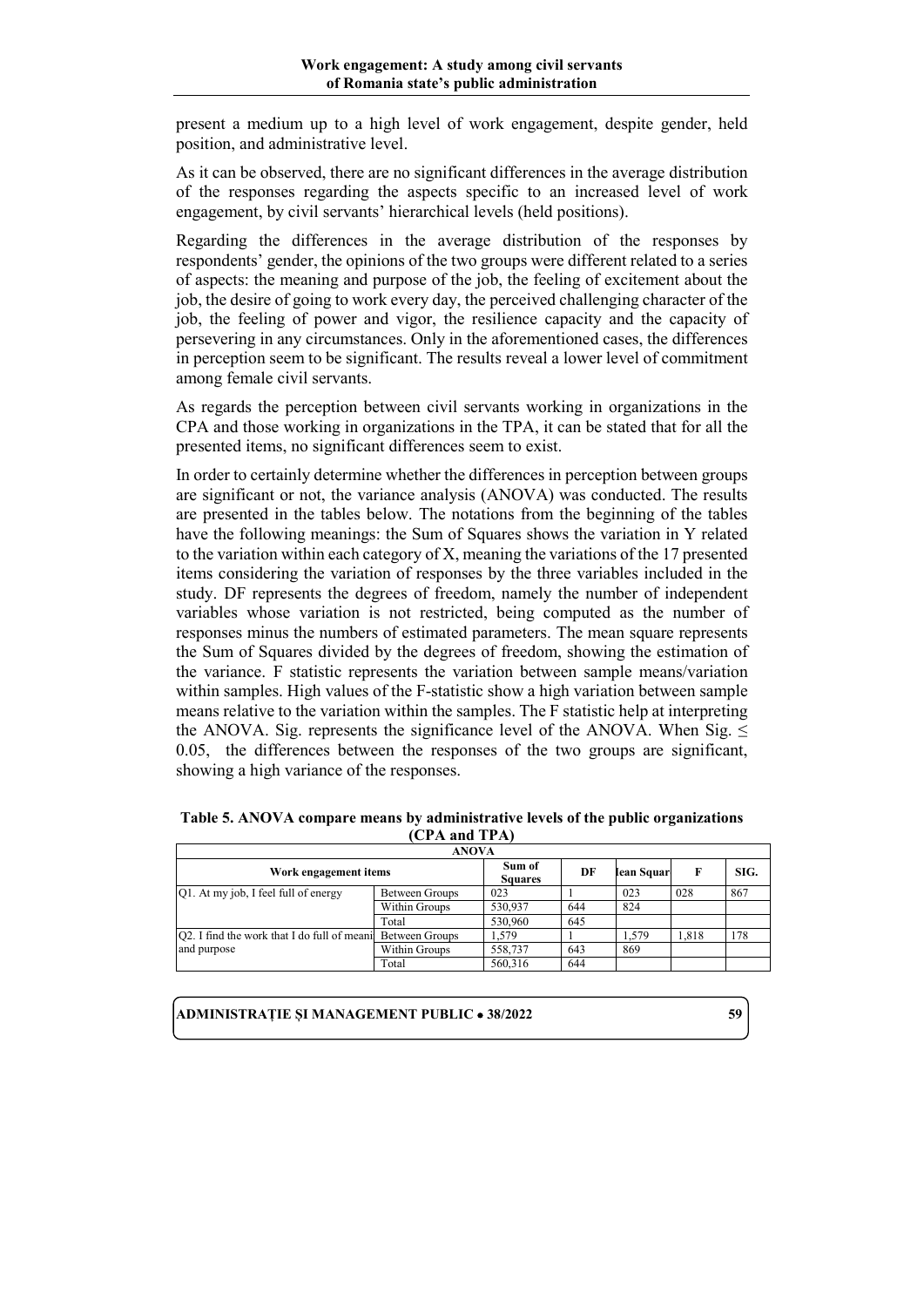present a medium up to a high level of work engagement, despite gender, held position, and administrative level.

As it can be observed, there are no significant differences in the average distribution of the responses regarding the aspects specific to an increased level of work engagement, by civil servants' hierarchical levels (held positions).

Regarding the differences in the average distribution of the responses by respondents' gender, the opinions of the two groups were different related to a series of aspects: the meaning and purpose of the job, the feeling of excitement about the job, the desire of going to work every day, the perceived challenging character of the job, the feeling of power and vigor, the resilience capacity and the capacity of persevering in any circumstances. Only in the aforementioned cases, the differences in perception seem to be significant. The results reveal a lower level of commitment among female civil servants.

As regards the perception between civil servants working in organizations in the CPA and those working in organizations in the TPA, it can be stated that for all the presented items, no significant differences seem to exist.

In order to certainly determine whether the differences in perception between groups are significant or not, the variance analysis (ANOVA) was conducted. The results are presented in the tables below. The notations from the beginning of the tables have the following meanings: the Sum of Squares shows the variation in Y related to the variation within each category of X, meaning the variations of the 17 presented items considering the variation of responses by the three variables included in the study. DF represents the degrees of freedom, namely the number of independent variables whose variation is not restricted, being computed as the number of responses minus the numbers of estimated parameters. The mean square represents the Sum of Squares divided by the degrees of freedom, showing the estimation of the variance. F statistic represents the variation between sample means/variation within samples. High values of the F-statistic show a high variation between sample means relative to the variation within the samples. The F statistic help at interpreting the ANOVA. Sig. represents the significance level of the ANOVA. When Sig. ≤ 0.05, the differences between the responses of the two groups are significant, showing a high variance of the responses.

**Table 5. ANOVA compare means by administrative levels of the public organizations (CPA and TPA)**

| ANOVA | | | | | | |
|---|---|---|---|---|---|---|
| Work engagement items | | Sum of Squares | DF | Mean Square | F | SIG. |
| Q1. At my job, I feel full of energy | Between Groups | 023 | 1 | 023 | 028 | 867 |
| | Within Groups | 530,937 | 644 | 824 | | |
| | Total | 530,960 | 645 | | | |
| Q2. I find the work that I do full of meaning and purpose | Between Groups | 1,579 | 1 | 1,579 | 1,818 | 178 |
| | Within Groups | 558,737 | 643 | 869 | | |
| | Total | 560,316 | 644 | | | |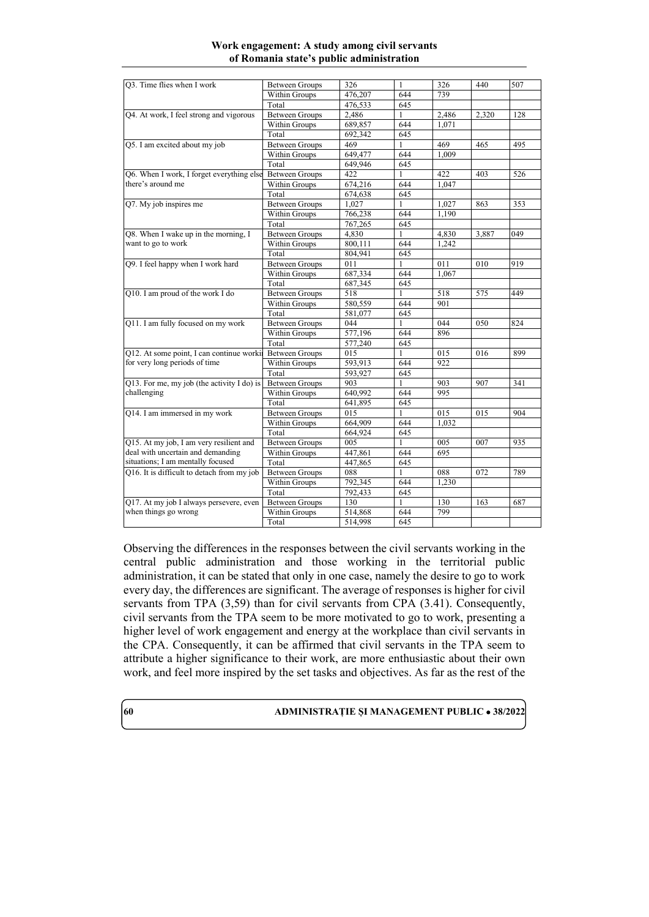| Q3. Time flies when I work | Between Groups | 326 | 1 | 326 | 440 | 507 |
|---|---|---|---|---|---|---|
| | Within Groups | 476,207 | 644 | 739 | | |
| | Total | 476,533 | 645 | | | |
| Q4. At work, I feel strong and vigorous | Between Groups | 2,486 | 1 | 2,486 | 2,320 | 128 |
| | Within Groups | 689,857 | 644 | 1,071 | | |
| | Total | 692,342 | 645 | | | |
| Q5. I am excited about my job | Between Groups | 469 | 1 | 469 | 465 | 495 |
| | Within Groups | 649,477 | 644 | 1,009 | | |
| | Total | 649,946 | 645 | | | |
| Q6. When I work, I forget everything else there's around me | Between Groups | 422 | 1 | 422 | 403 | 526 |
| | Within Groups | 674,216 | 644 | 1,047 | | |
| | Total | 674,638 | 645 | | | |
| Q7. My job inspires me | Between Groups | 1,027 | 1 | 1,027 | 863 | 353 |
| | Within Groups | 766,238 | 644 | 1,190 | | |
| | Total | 767,265 | 645 | | | |
| Q8. When I wake up in the morning, I want to go to work | Between Groups | 4,830 | 1 | 4,830 | 3,887 | 049 |
| | Within Groups | 800,111 | 644 | 1,242 | | |
| | Total | 804,941 | 645 | | | |
| Q9. I feel happy when I work hard | Between Groups | 011 | 1 | 011 | 010 | 919 |
| | Within Groups | 687,334 | 644 | 1,067 | | |
| | Total | 687,345 | 645 | | | |
| Q10. I am proud of the work I do | Between Groups | 518 | 1 | 518 | 575 | 449 |
| | Within Groups | 580,559 | 644 | 901 | | |
| | Total | 581,077 | 645 | | | |
| Q11. I am fully focused on my work | Between Groups | 044 | 1 | 044 | 050 | 824 |
| | Within Groups | 577,196 | 644 | 896 | | |
| | Total | 577,240 | 645 | | | |
| Q12. At some point, I can continue worki for very long periods of time | Between Groups | 015 | 1 | 015 | 016 | 899 |
| | Within Groups | 593,913 | 644 | 922 | | |
| | Total | 593,927 | 645 | | | |
| Q13. For me, my job (the activity I do) is challenging | Between Groups | 903 | 1 | 903 | 907 | 341 |
| | Within Groups | 640,992 | 644 | 995 | | |
| | Total | 641,895 | 645 | | | |
| Q14. I am immersed in my work | Between Groups | 015 | 1 | 015 | 015 | 904 |
| | Within Groups | 664,909 | 644 | 1,032 | | |
| | Total | 664,924 | 645 | | | |
| Q15. At my job, I am very resilient and deal with uncertain and demanding situations; I am mentally focused | Between Groups | 005 | 1 | 005 | 007 | 935 |
| | Within Groups | 447,861 | 644 | 695 | | |
| | Total | 447,865 | 645 | | | |
| Q16. It is difficult to detach from my job | Between Groups | 088 | 1 | 088 | 072 | 789 |
| | Within Groups | 792,345 | 644 | 1,230 | | |
| | Total | 792,433 | 645 | | | |
| Q17. At my job I always persevere, even when things go wrong | Between Groups | 130 | 1 | 130 | 163 | 687 |
| | Within Groups | 514,868 | 644 | 799 | | |
| | Total | 514,998 | 645 | | | |

Observing the differences in the responses between the civil servants working in the central public administration and those working in the territorial public administration, it can be stated that only in one case, namely the desire to go to work every day, the differences are significant. The average of responses is higher for civil servants from TPA (3,59) than for civil servants from CPA (3.41). Consequently, civil servants from the TPA seem to be more motivated to go to work, presenting a higher level of work engagement and energy at the workplace than civil servants in the CPA. Consequently, it can be affirmed that civil servants in the TPA seem to attribute a higher significance to their work, are more enthusiastic about their own work, and feel more inspired by the set tasks and objectives. As far as the rest of the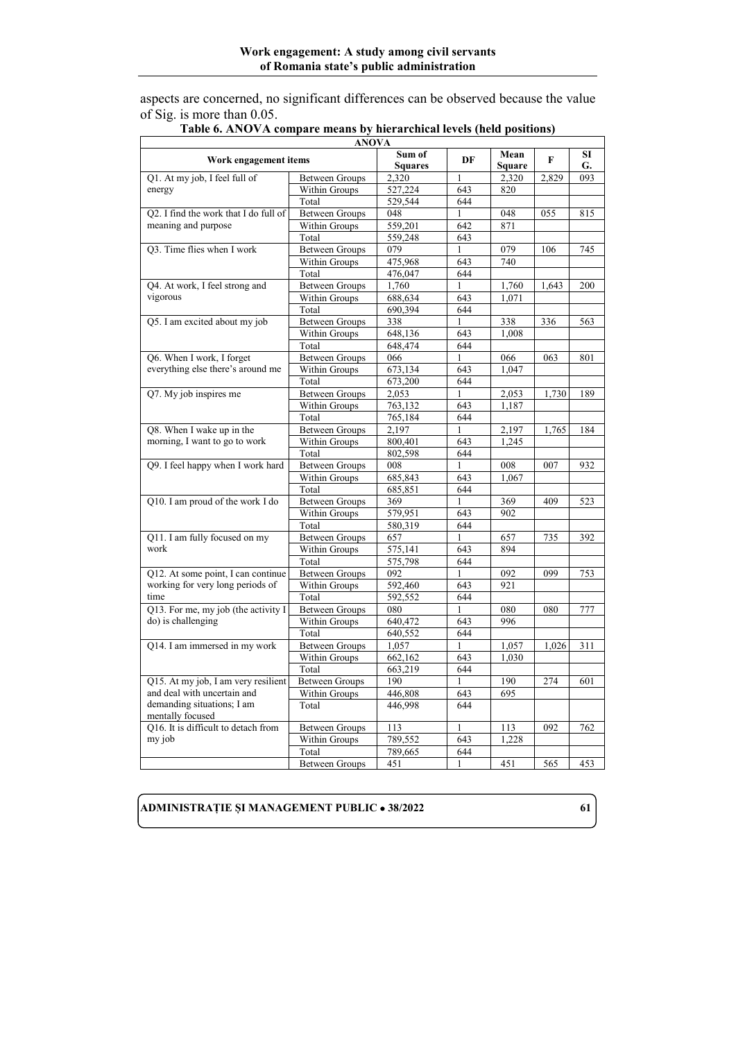aspects are concerned, no significant differences can be observed because the value of Sig. is more than 0.05.

**Table 6. ANOVA compare means by hierarchical levels (held positions)**

| ANOVA | | | | | | |
|---|---|---|---|---|---|---|
| **Work engagement items** | | **Sum of Squares** | **DF** | **Mean Square** | **F** | **SIG.** |
| Q1. At my job, I feel full of energy | Between Groups | 2,320 | 1 | 2,320 | 2,829 | 093 |
| | Within Groups | 527,224 | 643 | 820 | | |
| | Total | 529,544 | 644 | | | |
| Q2. I find the work that I do full of meaning and purpose | Between Groups | 048 | 1 | 048 | 055 | 815 |
| | Within Groups | 559,201 | 642 | 871 | | |
| | Total | 559,248 | 643 | | | |
| Q3. Time flies when I work | Between Groups | 079 | 1 | 079 | 106 | 745 |
| | Within Groups | 475,968 | 643 | 740 | | |
| | Total | 476,047 | 644 | | | |
| Q4. At work, I feel strong and vigorous | Between Groups | 1,760 | 1 | 1,760 | 1,643 | 200 |
| | Within Groups | 688,634 | 643 | 1,071 | | |
| | Total | 690,394 | 644 | | | |
| Q5. I am excited about my job | Between Groups | 338 | 1 | 338 | 336 | 563 |
| | Within Groups | 648,136 | 643 | 1,008 | | |
| | Total | 648,474 | 644 | | | |
| Q6. When I work, I forget everything else there's around me | Between Groups | 066 | 1 | 066 | 063 | 801 |
| | Within Groups | 673,134 | 643 | 1,047 | | |
| | Total | 673,200 | 644 | | | |
| Q7. My job inspires me | Between Groups | 2,053 | 1 | 2,053 | 1,730 | 189 |
| | Within Groups | 763,132 | 643 | 1,187 | | |
| | Total | 765,184 | 644 | | | |
| Q8. When I wake up in the morning, I want to go to work | Between Groups | 2,197 | 1 | 2,197 | 1,765 | 184 |
| | Within Groups | 800,401 | 643 | 1,245 | | |
| | Total | 802,598 | 644 | | | |
| Q9. I feel happy when I work hard | Between Groups | 008 | 1 | 008 | 007 | 932 |
| | Within Groups | 685,843 | 643 | 1,067 | | |
| | Total | 685,851 | 644 | | | |
| Q10. I am proud of the work I do | Between Groups | 369 | 1 | 369 | 409 | 523 |
| | Within Groups | 579,951 | 643 | 902 | | |
| | Total | 580,319 | 644 | | | |
| Q11. I am fully focused on my work | Between Groups | 657 | 1 | 657 | 735 | 392 |
| | Within Groups | 575,141 | 643 | 894 | | |
| | Total | 575,798 | 644 | | | |
| Q12. At some point, I can continue working for very long periods of time | Between Groups | 092 | 1 | 092 | 099 | 753 |
| | Within Groups | 592,460 | 643 | 921 | | |
| | Total | 592,552 | 644 | | | |
| Q13. For me, my job (the activity I do) is challenging | Between Groups | 080 | 1 | 080 | 080 | 777 |
| | Within Groups | 640,472 | 643 | 996 | | |
| | Total | 640,552 | 644 | | | |
| Q14. I am immersed in my work | Between Groups | 1,057 | 1 | 1,057 | 1,026 | 311 |
| | Within Groups | 662,162 | 643 | 1,030 | | |
| | Total | 663,219 | 644 | | | |
| Q15. At my job, I am very resilient and deal with uncertain and demanding situations; I am mentally focused | Between Groups | 190 | 1 | 190 | 274 | 601 |
| | Within Groups | 446,808 | 643 | 695 | | |
| | Total | 446,998 | 644 | | | |
| Q16. It is difficult to detach from my job | Between Groups | 113 | 1 | 113 | 092 | 762 |
| | Within Groups | 789,552 | 643 | 1,228 | | |
| | Total | 789,665 | 644 | | | |
| | Between Groups | 451 | 1 | 451 | 565 | 453 |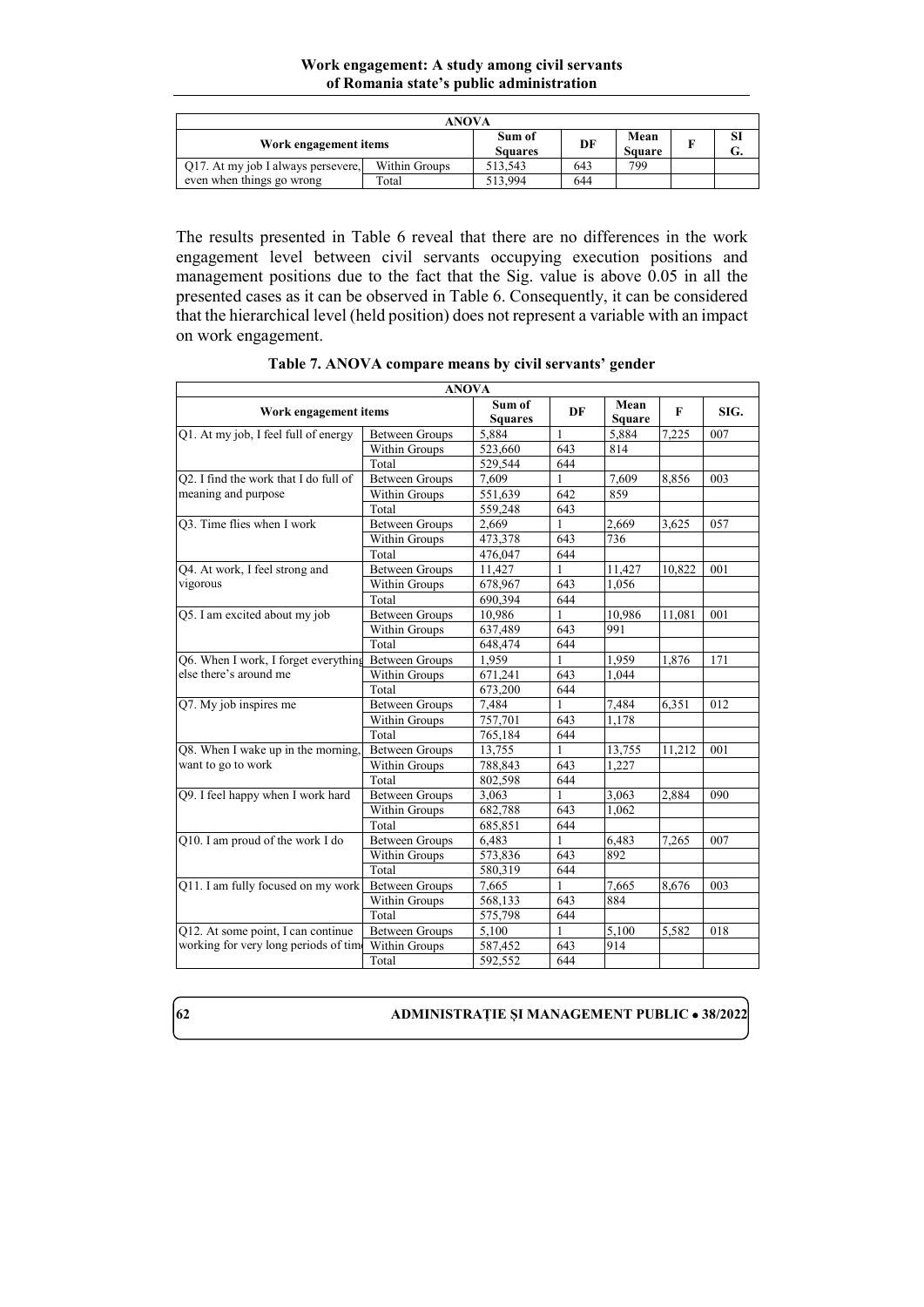| ANOVA | | | | | | |
|---|---|---|---|---|---|---|
| Work engagement items | | Sum of Squares | DF | Mean Square | F | SIG. |
| Q17. At my job I always persevere, even when things go wrong | Within Groups | 513,543 | 643 | 799 | | |
| | Total | 513,994 | 644 | | | |

The results presented in Table 6 reveal that there are no differences in the work engagement level between civil servants occupying execution positions and management positions due to the fact that the Sig. value is above 0.05 in all the presented cases as it can be observed in Table 6. Consequently, it can be considered that the hierarchical level (held position) does not represent a variable with an impact on work engagement.

**Table 7. ANOVA compare means by civil servants' gender**

| ANOVA | | | | | | |
|---|---|---|---|---|---|---|
| Work engagement items | | Sum of Squares | DF | Mean Square | F | SIG. |
| Q1. At my job, I feel full of energy | Between Groups | 5,884 | 1 | 5,884 | 7,225 | 007 |
| | Within Groups | 523,660 | 643 | 814 | | |
| | Total | 529,544 | 644 | | | |
| Q2. I find the work that I do full of meaning and purpose | Between Groups | 7,609 | 1 | 7,609 | 8,856 | 003 |
| | Within Groups | 551,639 | 642 | 859 | | |
| | Total | 559,248 | 643 | | | |
| Q3. Time flies when I work | Between Groups | 2,669 | 1 | 2,669 | 3,625 | 057 |
| | Within Groups | 473,378 | 643 | 736 | | |
| | Total | 476,047 | 644 | | | |
| Q4. At work, I feel strong and vigorous | Between Groups | 11,427 | 1 | 11,427 | 10,822 | 001 |
| | Within Groups | 678,967 | 643 | 1,056 | | |
| | Total | 690,394 | 644 | | | |
| Q5. I am excited about my job | Between Groups | 10,986 | 1 | 10,986 | 11,081 | 001 |
| | Within Groups | 637,489 | 643 | 991 | | |
| | Total | 648,474 | 644 | | | |
| Q6. When I work, I forget everything else there's around me | Between Groups | 1,959 | 1 | 1,959 | 1,876 | 171 |
| | Within Groups | 671,241 | 643 | 1,044 | | |
| | Total | 673,200 | 644 | | | |
| Q7. My job inspires me | Between Groups | 7,484 | 1 | 7,484 | 6,351 | 012 |
| | Within Groups | 757,701 | 643 | 1,178 | | |
| | Total | 765,184 | 644 | | | |
| Q8. When I wake up in the morning, want to go to work | Between Groups | 13,755 | 1 | 13,755 | 11,212 | 001 |
| | Within Groups | 788,843 | 643 | 1,227 | | |
| | Total | 802,598 | 644 | | | |
| Q9. I feel happy when I work hard | Between Groups | 3,063 | 1 | 3,063 | 2,884 | 090 |
| | Within Groups | 682,788 | 643 | 1,062 | | |
| | Total | 685,851 | 644 | | | |
| Q10. I am proud of the work I do | Between Groups | 6,483 | 1 | 6,483 | 7,265 | 007 |
| | Within Groups | 573,836 | 643 | 892 | | |
| | Total | 580,319 | 644 | | | |
| Q11. I am fully focused on my work | Between Groups | 7,665 | 1 | 7,665 | 8,676 | 003 |
| | Within Groups | 568,133 | 643 | 884 | | |
| | Total | 575,798 | 644 | | | |
| Q12. At some point, I can continue working for very long periods of time | Between Groups | 5,100 | 1 | 5,100 | 5,582 | 018 |
| | Within Groups | 587,452 | 643 | 914 | | |
| | Total | 592,552 | 644 | | | |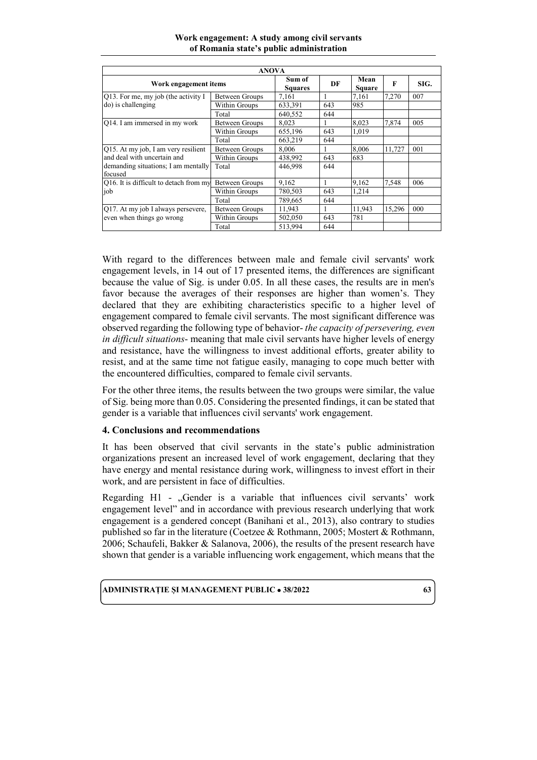| ANOVA | | | | | | |
|---|---|---|---|---|---|---|
| Work engagement items | | Sum of Squares | DF | Mean Square | F | SIG. |
| Q13. For me, my job (the activity I do) is challenging | Between Groups | 7,161 | 1 | 7,161 | 7,270 | 007 |
| | Within Groups | 633,391 | 643 | 985 | | |
| | Total | 640,552 | 644 | | | |
| Q14. I am immersed in my work | Between Groups | 8,023 | 1 | 8,023 | 7,874 | 005 |
| | Within Groups | 655,196 | 643 | 1,019 | | |
| | Total | 663,219 | 644 | | | |
| Q15. At my job, I am very resilient and deal with uncertain and demanding situations; I am mentally focused | Between Groups | 8,006 | 1 | 8,006 | 11,727 | 001 |
| | Within Groups | 438,992 | 643 | 683 | | |
| | Total | 446,998 | 644 | | | |
| Q16. It is difficult to detach from my job | Between Groups | 9,162 | 1 | 9,162 | 7,548 | 006 |
| | Within Groups | 780,503 | 643 | 1,214 | | |
| | Total | 789,665 | 644 | | | |
| Q17. At my job I always persevere, even when things go wrong | Between Groups | 11,943 | 1 | 11,943 | 15,296 | 000 |
| | Within Groups | 502,050 | 643 | 781 | | |
| | Total | 513,994 | 644 | | | |

With regard to the differences between male and female civil servants' work engagement levels, in 14 out of 17 presented items, the differences are significant because the value of Sig. is under 0.05. In all these cases, the results are in men's favor because the averages of their responses are higher than women's. They declared that they are exhibiting characteristics specific to a higher level of engagement compared to female civil servants. The most significant difference was observed regarding the following type of behavior- *the capacity of persevering, even in difficult situations*- meaning that male civil servants have higher levels of energy and resistance, have the willingness to invest additional efforts, greater ability to resist, and at the same time not fatigue easily, managing to cope much better with the encountered difficulties, compared to female civil servants.

For the other three items, the results between the two groups were similar, the value of Sig. being more than 0.05. Considering the presented findings, it can be stated that gender is a variable that influences civil servants' work engagement.

## 4. Conclusions and recommendations

It has been observed that civil servants in the state's public administration organizations present an increased level of work engagement, declaring that they have energy and mental resistance during work, willingness to invest effort in their work, and are persistent in face of difficulties.

Regarding H1 - „Gender is a variable that influences civil servants' work engagement level" and in accordance with previous research underlying that work engagement is a gendered concept (Banihani et al., 2013), also contrary to studies published so far in the literature (Coetzee & Rothmann, 2005; Mostert & Rothmann, 2006; Schaufeli, Bakker & Salanova, 2006), the results of the present research have shown that gender is a variable influencing work engagement, which means that the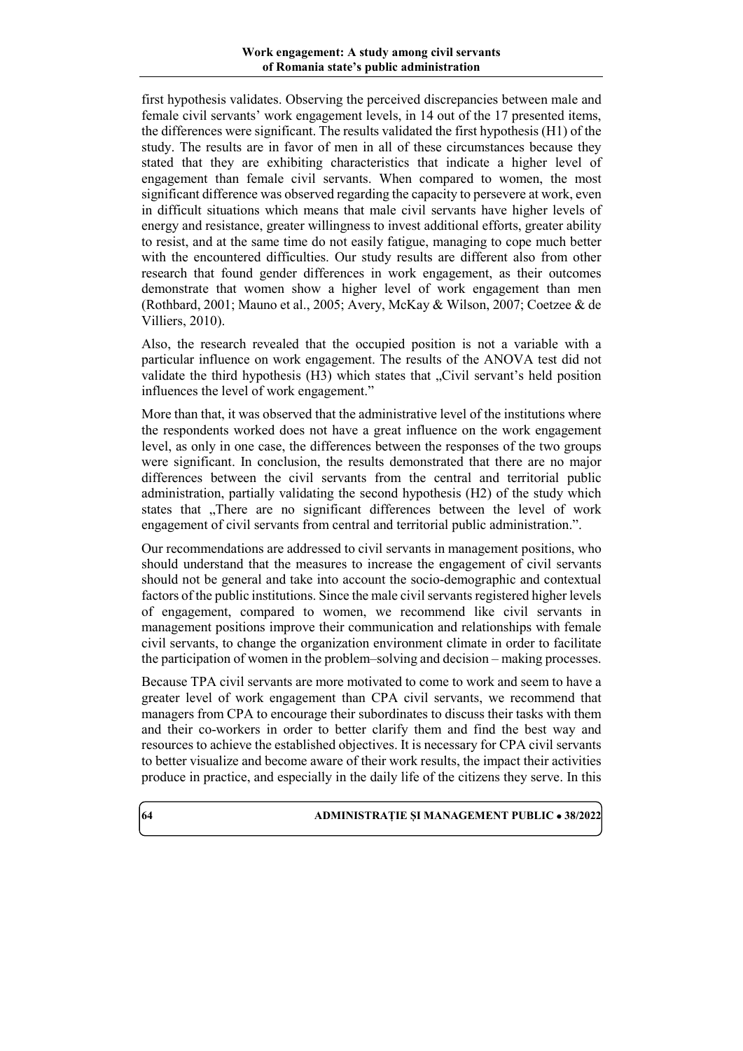first hypothesis validates. Observing the perceived discrepancies between male and female civil servants' work engagement levels, in 14 out of the 17 presented items, the differences were significant. The results validated the first hypothesis (H1) of the study. The results are in favor of men in all of these circumstances because they stated that they are exhibiting characteristics that indicate a higher level of engagement than female civil servants. When compared to women, the most significant difference was observed regarding the capacity to persevere at work, even in difficult situations which means that male civil servants have higher levels of energy and resistance, greater willingness to invest additional efforts, greater ability to resist, and at the same time do not easily fatigue, managing to cope much better with the encountered difficulties. Our study results are different also from other research that found gender differences in work engagement, as their outcomes demonstrate that women show a higher level of work engagement than men (Rothbard, 2001; Mauno et al., 2005; Avery, McKay & Wilson, 2007; Coetzee & de Villiers, 2010).

Also, the research revealed that the occupied position is not a variable with a particular influence on work engagement. The results of the ANOVA test did not validate the third hypothesis (H3) which states that „Civil servant's held position influences the level of work engagement."

More than that, it was observed that the administrative level of the institutions where the respondents worked does not have a great influence on the work engagement level, as only in one case, the differences between the responses of the two groups were significant. In conclusion, the results demonstrated that there are no major differences between the civil servants from the central and territorial public administration, partially validating the second hypothesis (H2) of the study which states that „There are no significant differences between the level of work engagement of civil servants from central and territorial public administration.".

Our recommendations are addressed to civil servants in management positions, who should understand that the measures to increase the engagement of civil servants should not be general and take into account the socio-demographic and contextual factors of the public institutions. Since the male civil servants registered higher levels of engagement, compared to women, we recommend like civil servants in management positions improve their communication and relationships with female civil servants, to change the organization environment climate in order to facilitate the participation of women in the problem–solving and decision – making processes.

Because TPA civil servants are more motivated to come to work and seem to have a greater level of work engagement than CPA civil servants, we recommend that managers from CPA to encourage their subordinates to discuss their tasks with them and their co-workers in order to better clarify them and find the best way and resources to achieve the established objectives. It is necessary for CPA civil servants to better visualize and become aware of their work results, the impact their activities produce in practice, and especially in the daily life of the citizens they serve. In this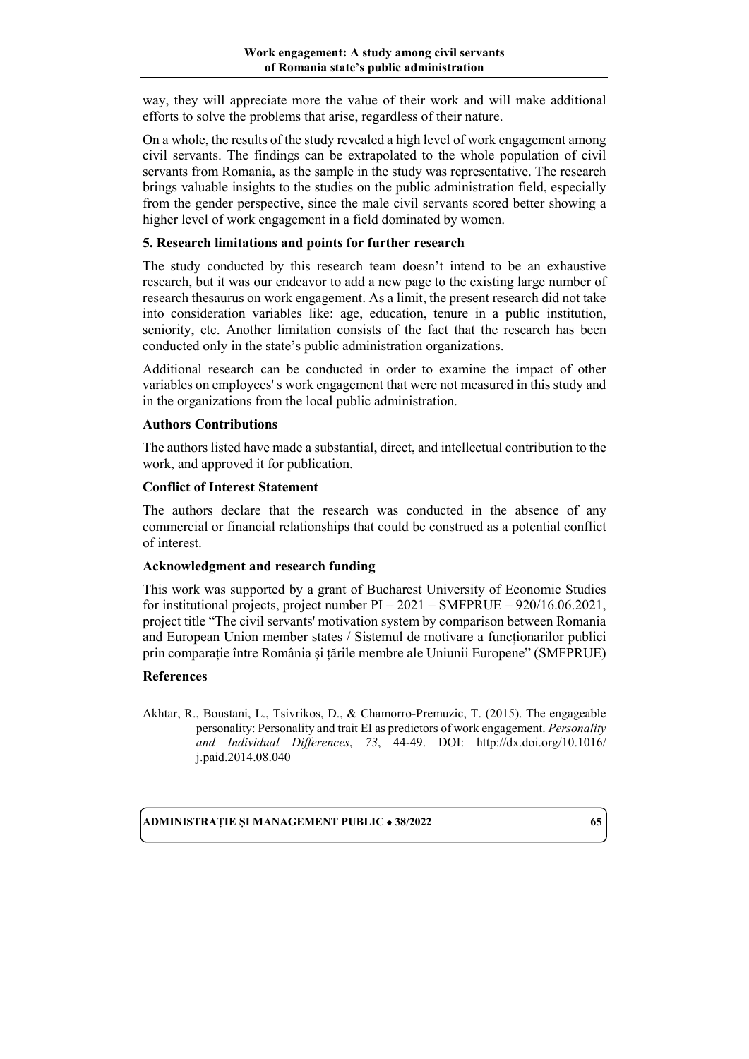way, they will appreciate more the value of their work and will make additional efforts to solve the problems that arise, regardless of their nature.

On a whole, the results of the study revealed a high level of work engagement among civil servants. The findings can be extrapolated to the whole population of civil servants from Romania, as the sample in the study was representative. The research brings valuable insights to the studies on the public administration field, especially from the gender perspective, since the male civil servants scored better showing a higher level of work engagement in a field dominated by women.

## 5. Research limitations and points for further research

The study conducted by this research team doesn't intend to be an exhaustive research, but it was our endeavor to add a new page to the existing large number of research thesaurus on work engagement. As a limit, the present research did not take into consideration variables like: age, education, tenure in a public institution, seniority, etc. Another limitation consists of the fact that the research has been conducted only in the state's public administration organizations.

Additional research can be conducted in order to examine the impact of other variables on employees' s work engagement that were not measured in this study and in the organizations from the local public administration.

## Authors Contributions

The authors listed have made a substantial, direct, and intellectual contribution to the work, and approved it for publication.

## Conflict of Interest Statement

The authors declare that the research was conducted in the absence of any commercial or financial relationships that could be construed as a potential conflict of interest.

## Acknowledgment and research funding

This work was supported by a grant of Bucharest University of Economic Studies for institutional projects, project number PI – 2021 – SMFPRUE – 920/16.06.2021, project title "The civil servants' motivation system by comparison between Romania and European Union member states / Sistemul de motivare a funcționarilor publici prin comparație între România și țările membre ale Uniunii Europene" (SMFPRUE)

## References

Akhtar, R., Boustani, L., Tsivrikos, D., & Chamorro-Premuzic, T. (2015). The engageable personality: Personality and trait EI as predictors of work engagement. *Personality and Individual Differences*, *73*, 44-49. DOI: http://dx.doi.org/10.1016/j.paid.2014.08.040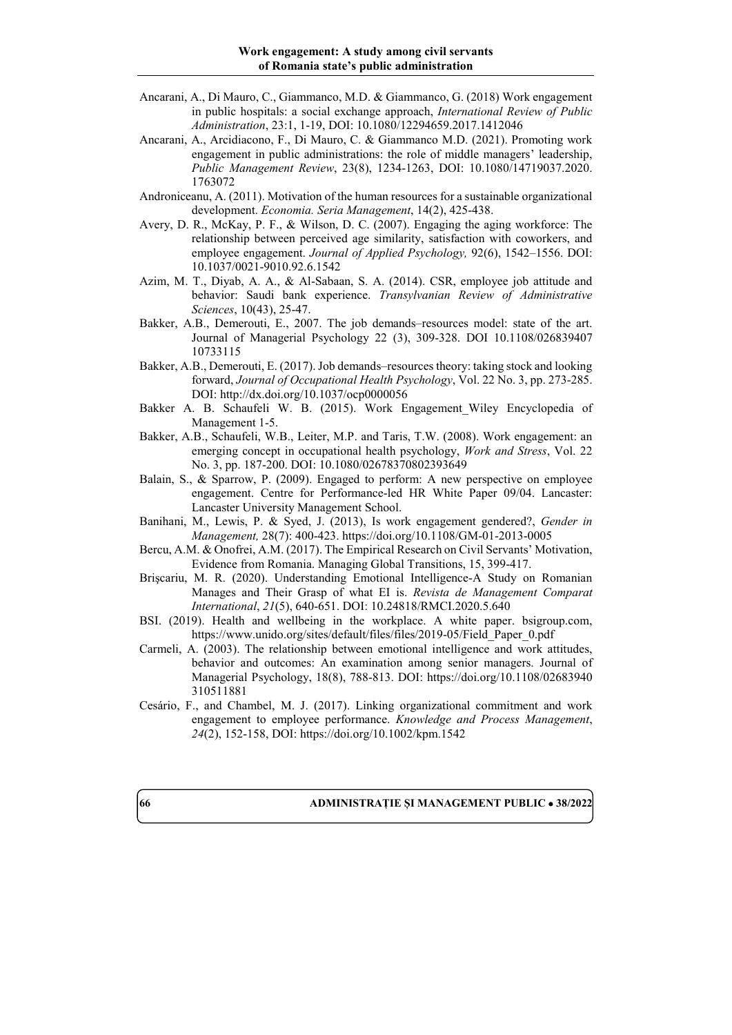Ancarani, A., Di Mauro, C., Giammanco, M.D. & Giammanco, G. (2018) Work engagement in public hospitals: a social exchange approach, *International Review of Public Administration*, 23:1, 1-19, DOI: 10.1080/12294659.2017.1412046

Ancarani, A., Arcidiacono, F., Di Mauro, C. & Giammanco M.D. (2021). Promoting work engagement in public administrations: the role of middle managers' leadership, *Public Management Review*, 23(8), 1234-1263, DOI: 10.1080/14719037.2020.1763072

Androniceanu, A. (2011). Motivation of the human resources for a sustainable organizational development. *Economia. Seria Management*, 14(2), 425-438.

Avery, D. R., McKay, P. F., & Wilson, D. C. (2007). Engaging the aging workforce: The relationship between perceived age similarity, satisfaction with coworkers, and employee engagement. *Journal of Applied Psychology,* 92(6), 1542–1556. DOI: 10.1037/0021-9010.92.6.1542

Azim, M. T., Diyab, A. A., & Al-Sabaan, S. A. (2014). CSR, employee job attitude and behavior: Saudi bank experience. *Transylvanian Review of Administrative Sciences*, 10(43), 25-47.

Bakker, A.B., Demerouti, E., 2007. The job demands–resources model: state of the art. Journal of Managerial Psychology 22 (3), 309-328. DOI 10.1108/02683940710733115

Bakker, A.B., Demerouti, E. (2017). Job demands–resources theory: taking stock and looking forward, *Journal of Occupational Health Psychology*, Vol. 22 No. 3, pp. 273-285. DOI: http://dx.doi.org/10.1037/ocp0000056

Bakker A. B. Schaufeli W. B. (2015). Work Engagement_Wiley Encyclopedia of Management 1-5.

Bakker, A.B., Schaufeli, W.B., Leiter, M.P. and Taris, T.W. (2008). Work engagement: an emerging concept in occupational health psychology, *Work and Stress*, Vol. 22 No. 3, pp. 187-200. DOI: 10.1080/02678370802393649

Balain, S., & Sparrow, P. (2009). Engaged to perform: A new perspective on employee engagement. Centre for Performance-led HR White Paper 09/04. Lancaster: Lancaster University Management School.

Banihani, M., Lewis, P. & Syed, J. (2013), Is work engagement gendered?, *Gender in Management,* 28(7): 400-423. https://doi.org/10.1108/GM-01-2013-0005

Bercu, A.M. & Onofrei, A.M. (2017). The Empirical Research on Civil Servants' Motivation, Evidence from Romania. Managing Global Transitions, 15, 399-417.

Brişcariu, M. R. (2020). Understanding Emotional Intelligence-A Study on Romanian Manages and Their Grasp of what EI is. *Revista de Management Comparat International*, *21*(5), 640-651. DOI: 10.24818/RMCI.2020.5.640

BSI. (2019). Health and wellbeing in the workplace. A white paper. bsigroup.com, https://www.unido.org/sites/default/files/files/2019-05/Field_Paper_0.pdf

Carmeli, A. (2003). The relationship between emotional intelligence and work attitudes, behavior and outcomes: An examination among senior managers. Journal of Managerial Psychology, 18(8), 788-813. DOI: https://doi.org/10.1108/02683940310511881

Cesário, F., and Chambel, M. J. (2017). Linking organizational commitment and work engagement to employee performance. *Knowledge and Process Management*, *24*(2), 152-158, DOI: https://doi.org/10.1002/kpm.1542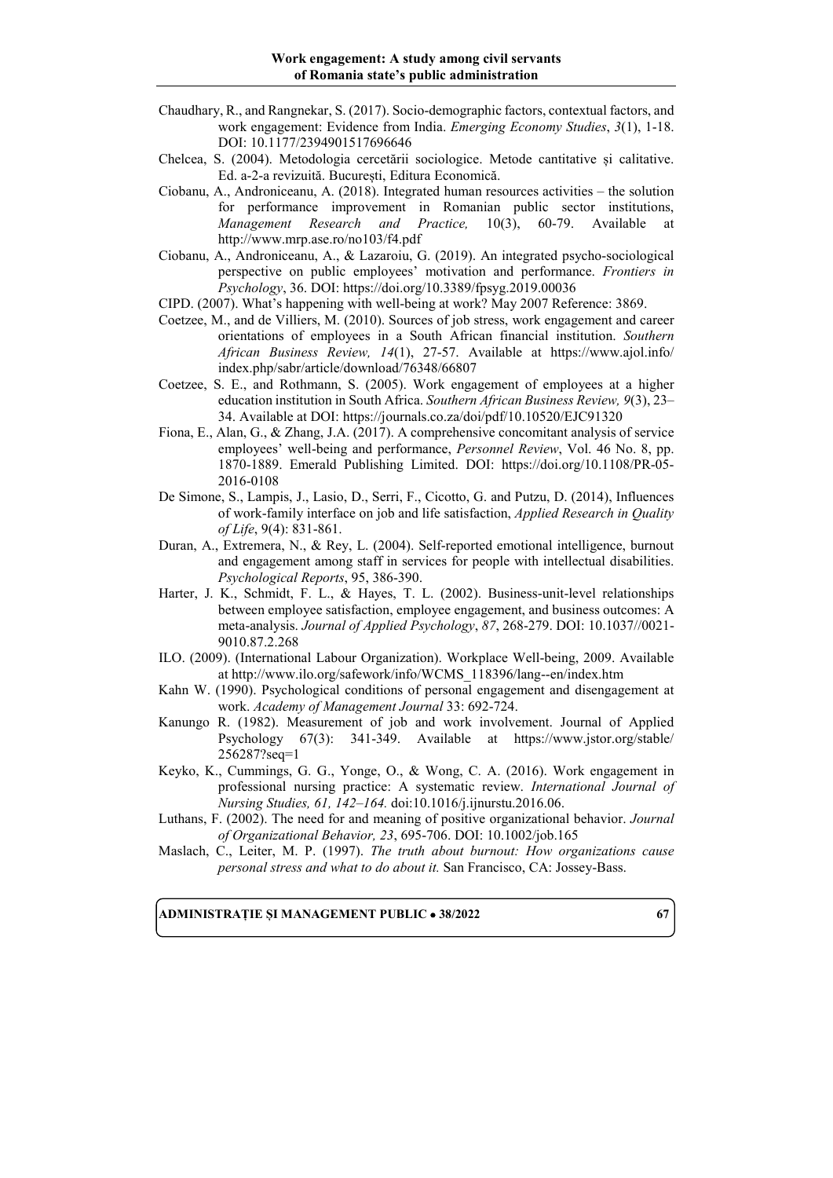Chaudhary, R., and Rangnekar, S. (2017). Socio-demographic factors, contextual factors, and work engagement: Evidence from India. *Emerging Economy Studies*, *3*(1), 1-18. DOI: 10.1177/2394901517696646

Chelcea, S. (2004). Metodologia cercetării sociologice. Metode cantitative și calitative. Ed. a-2-a revizuită. București, Editura Economică.

Ciobanu, A., Androniceanu, A. (2018). Integrated human resources activities – the solution for performance improvement in Romanian public sector institutions, *Management Research and Practice,* 10(3), 60-79. Available at http://www.mrp.ase.ro/no103/f4.pdf

Ciobanu, A., Androniceanu, A., & Lazaroiu, G. (2019). An integrated psycho-sociological perspective on public employees' motivation and performance. *Frontiers in Psychology*, 36. DOI: https://doi.org/10.3389/fpsyg.2019.00036

CIPD. (2007). What's happening with well-being at work? May 2007 Reference: 3869.

Coetzee, M., and de Villiers, M. (2010). Sources of job stress, work engagement and career orientations of employees in a South African financial institution. *Southern African Business Review, 14*(1), 27-57. Available at https://www.ajol.info/index.php/sabr/article/download/76348/66807

Coetzee, S. E., and Rothmann, S. (2005). Work engagement of employees at a higher education institution in South Africa. *Southern African Business Review, 9*(3), 23–34. Available at DOI: https://journals.co.za/doi/pdf/10.10520/EJC91320

Fiona, E., Alan, G., & Zhang, J.A. (2017). A comprehensive concomitant analysis of service employees' well-being and performance, *Personnel Review*, Vol. 46 No. 8, pp. 1870-1889. Emerald Publishing Limited. DOI: https://doi.org/10.1108/PR-05-2016-0108

De Simone, S., Lampis, J., Lasio, D., Serri, F., Cicotto, G. and Putzu, D. (2014), Influences of work-family interface on job and life satisfaction, *Applied Research in Quality of Life*, 9(4): 831-861.

Duran, A., Extremera, N., & Rey, L. (2004). Self-reported emotional intelligence, burnout and engagement among staff in services for people with intellectual disabilities. *Psychological Reports*, 95, 386-390.

Harter, J. K., Schmidt, F. L., & Hayes, T. L. (2002). Business-unit-level relationships between employee satisfaction, employee engagement, and business outcomes: A meta-analysis. *Journal of Applied Psychology*, *87*, 268-279. DOI: 10.1037//0021-9010.87.2.268

ILO. (2009). (International Labour Organization). Workplace Well-being, 2009. Available at http://www.ilo.org/safework/info/WCMS_118396/lang--en/index.htm

Kahn W. (1990). Psychological conditions of personal engagement and disengagement at work. *Academy of Management Journal* 33: 692-724.

Kanungo R. (1982). Measurement of job and work involvement. Journal of Applied Psychology 67(3): 341-349. Available at https://www.jstor.org/stable/256287?seq=1

Keyko, K., Cummings, G. G., Yonge, O., & Wong, C. A. (2016). Work engagement in professional nursing practice: A systematic review. *International Journal of Nursing Studies, 61, 142–164.* doi:10.1016/j.ijnurstu.2016.06.

Luthans, F. (2002). The need for and meaning of positive organizational behavior. *Journal of Organizational Behavior, 23*, 695-706. DOI: 10.1002/job.165

Maslach, C., Leiter, M. P. (1997). *The truth about burnout: How organizations cause personal stress and what to do about it.* San Francisco, CA: Jossey-Bass.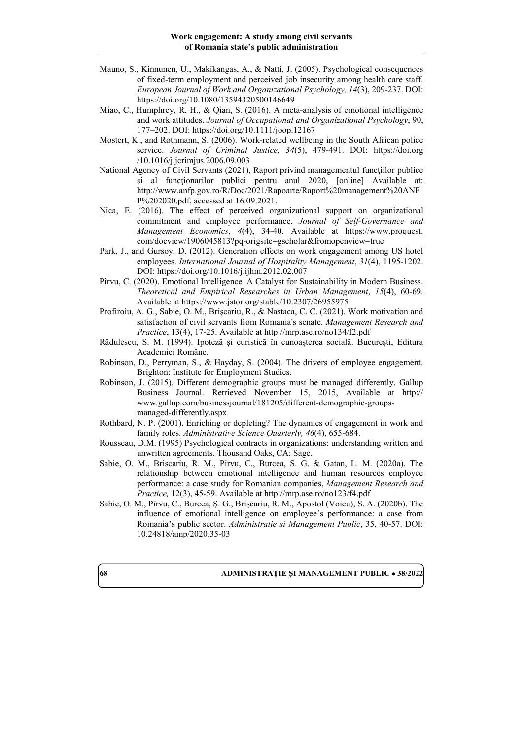Mauno, S., Kinnunen, U., Makikangas, A., & Natti, J. (2005). Psychological consequences of fixed-term employment and perceived job insecurity among health care staff. *European Journal of Work and Organizational Psychology, 14*(3), 209-237. DOI: https://doi.org/10.1080/13594320500146649

Miao, C., Humphrey, R. H., & Qian, S. (2016). A meta-analysis of emotional intelligence and work attitudes. *Journal of Occupational and Organizational Psychology*, 90, 177–202. DOI: https://doi.org/10.1111/joop.12167

Mostert, K., and Rothmann, S. (2006). Work-related wellbeing in the South African police service. *Journal of Criminal Justice, 34*(5), 479-491. DOI: https://doi.org /10.1016/j.jcrimjus.2006.09.003

National Agency of Civil Servants (2021), Raport privind managementul funcțiilor publice şi al funcționarilor publici pentru anul 2020, [online] Available at: http://www.anfp.gov.ro/R/Doc/2021/Rapoarte/Raport%20management%20ANFP%202020.pdf, accessed at 16.09.2021.

Nica, E. (2016). The effect of perceived organizational support on organizational commitment and employee performance. *Journal of Self-Governance and Management Economics*, *4*(4), 34-40. Available at https://www.proquest.com/docview/1906045813?pq-origsite=gscholar&fromopenview=true

Park, J., and Gursoy, D. (2012). Generation effects on work engagement among US hotel employees. *International Journal of Hospitality Management*, *31*(4), 1195-1202. DOI: https://doi.org/10.1016/j.ijhm.2012.02.007

Pîrvu, C. (2020). Emotional Intelligence–A Catalyst for Sustainability in Modern Business. *Theoretical and Empirical Researches in Urban Management*, *15*(4), 60-69. Available at https://www.jstor.org/stable/10.2307/26955975

Profiroiu, A. G., Sabie, O. M., Brișcariu, R., & Nastaca, C. C. (2021). Work motivation and satisfaction of civil servants from Romania's senate. *Management Research and Practice*, 13(4), 17-25. Available at http://mrp.ase.ro/no134/f2.pdf

Rădulescu, S. M. (1994). Ipoteză și euristică în cunoașterea socială. București, Editura Academiei Române.

Robinson, D., Perryman, S., & Hayday, S. (2004). The drivers of employee engagement. Brighton: Institute for Employment Studies.

Robinson, J. (2015). Different demographic groups must be managed differently. Gallup Business Journal. Retrieved November 15, 2015, Available at http:// www.gallup.com/businessjournal/181205/different-demographic-groups-managed-differently.aspx

Rothbard, N. P. (2001). Enriching or depleting? The dynamics of engagement in work and family roles. *Administrative Science Quarterly, 46*(4), 655-684.

Rousseau, D.M. (1995) Psychological contracts in organizations: understanding written and unwritten agreements. Thousand Oaks, CA: Sage.

Sabie, O. M., Briscariu, R. M., Pirvu, C., Burcea, S. G. & Gatan, L. M. (2020a). The relationship between emotional intelligence and human resources employee performance: a case study for Romanian companies, *Management Research and Practice,* 12(3), 45-59. Available at http://mrp.ase.ro/no123/f4.pdf

Sabie, O. M., Pîrvu, C., Burcea, Ș. G., Brișcariu, R. M., Apostol (Voicu), S. A. (2020b). The influence of emotional intelligence on employee's performance: a case from Romania's public sector. *Administratie si Management Public*, 35, 40-57. DOI: 10.24818/amp/2020.35-03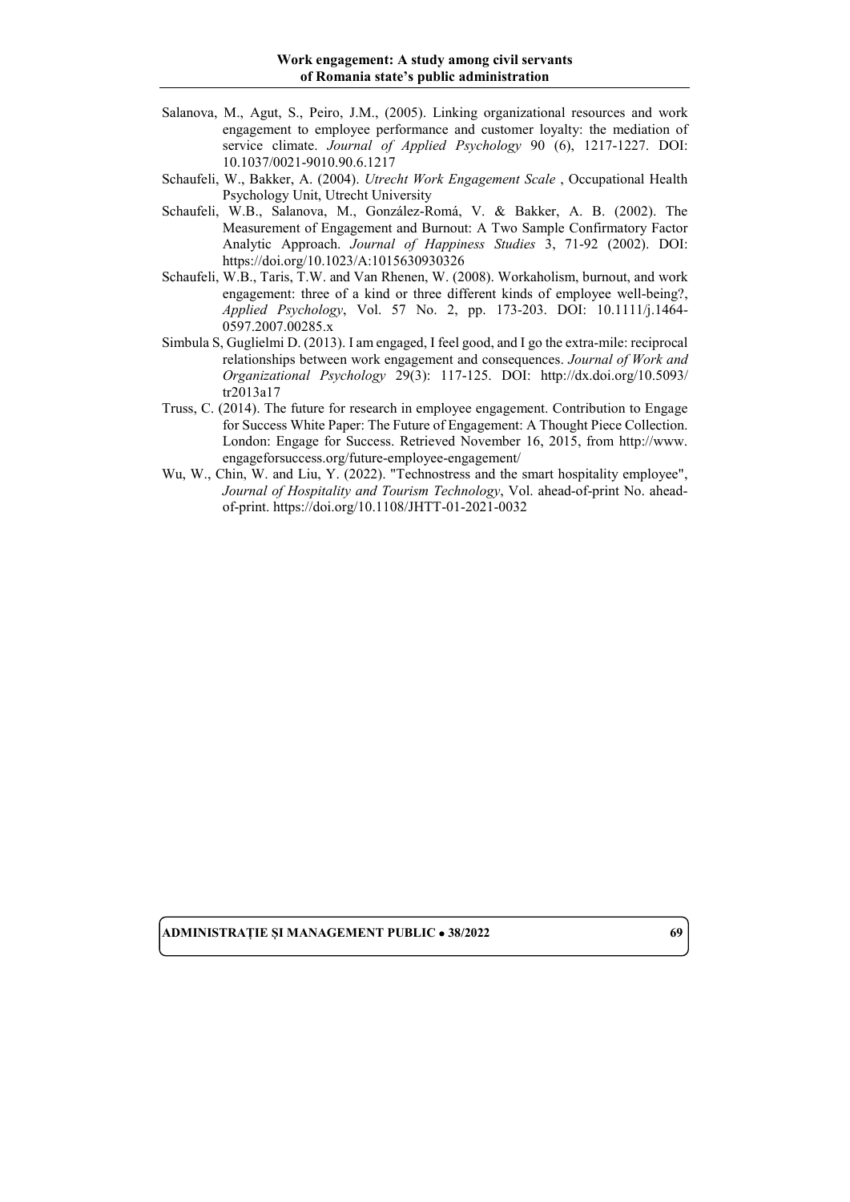Salanova, M., Agut, S., Peiro, J.M., (2005). Linking organizational resources and work engagement to employee performance and customer loyalty: the mediation of service climate. *Journal of Applied Psychology* 90 (6), 1217-1227. DOI: 10.1037/0021-9010.90.6.1217

Schaufeli, W., Bakker, A. (2004). *Utrecht Work Engagement Scale* , Occupational Health Psychology Unit, Utrecht University

Schaufeli, W.B., Salanova, M., González-Romá, V. & Bakker, A. B. (2002). The Measurement of Engagement and Burnout: A Two Sample Confirmatory Factor Analytic Approach. *Journal of Happiness Studies* 3, 71-92 (2002). DOI: https://doi.org/10.1023/A:1015630930326

Schaufeli, W.B., Taris, T.W. and Van Rhenen, W. (2008). Workaholism, burnout, and work engagement: three of a kind or three different kinds of employee well-being?, *Applied Psychology*, Vol. 57 No. 2, pp. 173-203. DOI: 10.1111/j.1464-0597.2007.00285.x

Simbula S, Guglielmi D. (2013). I am engaged, I feel good, and I go the extra-mile: reciprocal relationships between work engagement and consequences. *Journal of Work and Organizational Psychology* 29(3): 117-125. DOI: http://dx.doi.org/10.5093/tr2013a17

Truss, C. (2014). The future for research in employee engagement. Contribution to Engage for Success White Paper: The Future of Engagement: A Thought Piece Collection. London: Engage for Success. Retrieved November 16, 2015, from http://www.engageforsuccess.org/future-employee-engagement/

Wu, W., Chin, W. and Liu, Y. (2022). "Technostress and the smart hospitality employee", *Journal of Hospitality and Tourism Technology*, Vol. ahead-of-print No. ahead-of-print. https://doi.org/10.1108/JHTT-01-2021-0032